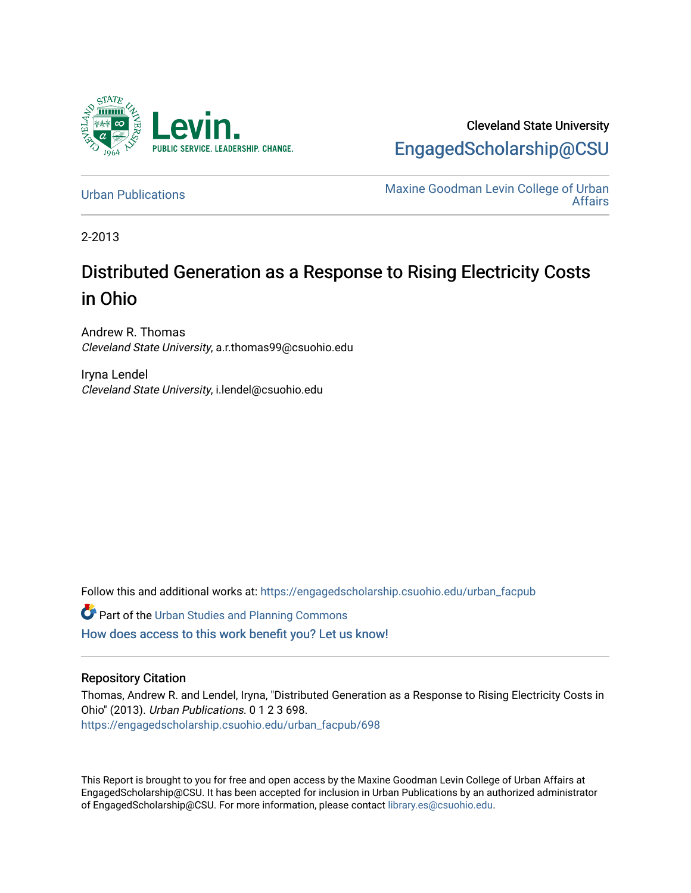Cleveland State University

EngagedScholarship@CSU

Urban Publications

Maxine Goodman Levin College of Urban Affairs

2-2013

# Distributed Generation as a Response to Rising Electricity Costs in Ohio

Andrew R. Thomas
*Cleveland State University*, a.r.thomas99@csuohio.edu

Iryna Lendel
*Cleveland State University*, i.lendel@csuohio.edu

Follow this and additional works at: https://engagedscholarship.csuohio.edu/urban_facpub

Part of the Urban Studies and Planning Commons

How does access to this work benefit you? Let us know!

### Repository Citation

Thomas, Andrew R. and Lendel, Iryna, "Distributed Generation as a Response to Rising Electricity Costs in Ohio" (2013). *Urban Publications*. 0 1 2 3 698.
https://engagedscholarship.csuohio.edu/urban_facpub/698

This Report is brought to you for free and open access by the Maxine Goodman Levin College of Urban Affairs at EngagedScholarship@CSU. It has been accepted for inclusion in Urban Publications by an authorized administrator of EngagedScholarship@CSU. For more information, please contact library.es@csuohio.edu.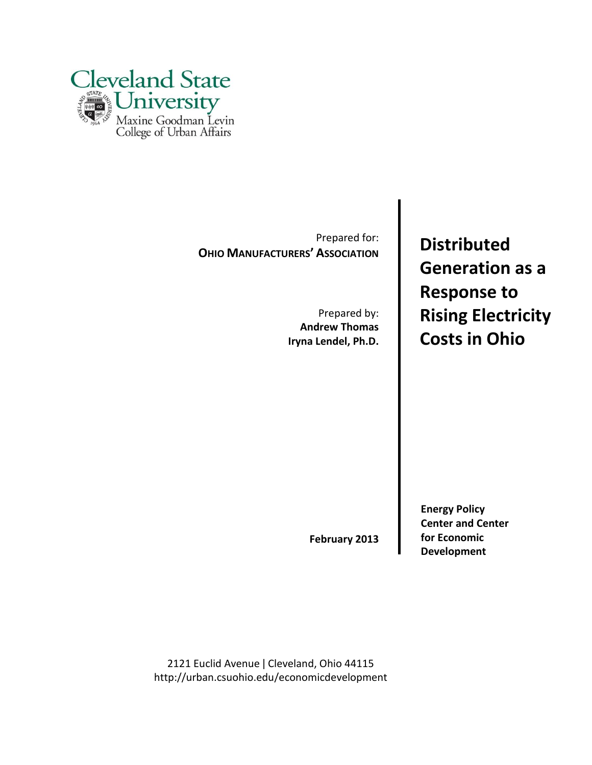Cleveland State University
Maxine Goodman Levin College of Urban Affairs

Prepared for:
**OHIO MANUFACTURERS' ASSOCIATION**

Prepared by:
**Andrew Thomas**
**Iryna Lendel, Ph.D.**

# Distributed Generation as a Response to Rising Electricity Costs in Ohio

**February 2013**

**Energy Policy Center and Center for Economic Development**

2121 Euclid Avenue | Cleveland, Ohio 44115
http://urban.csuohio.edu/economicdevelopment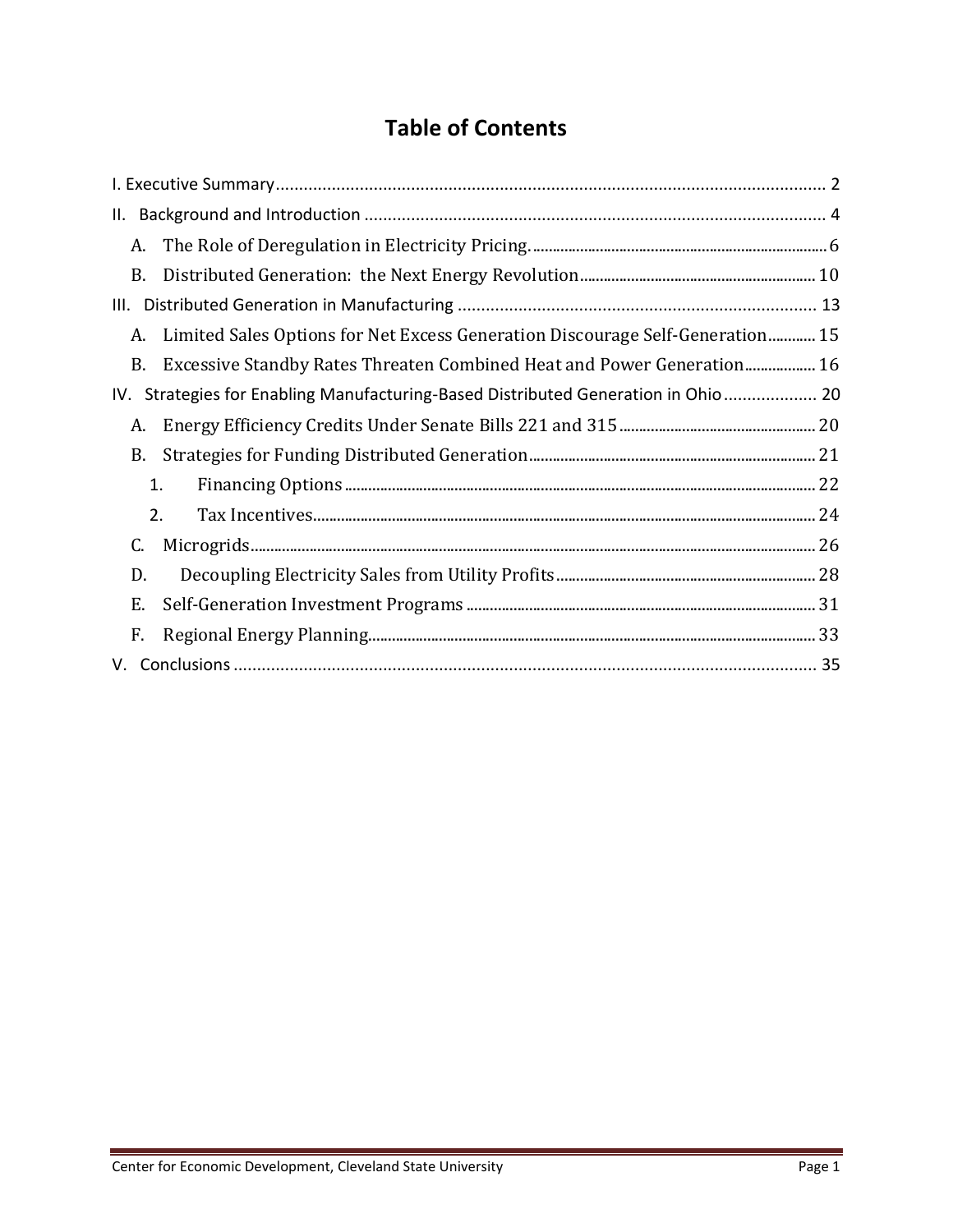# Table of Contents

I. Executive Summary ........................................................ 2

II. Background and Introduction ........................................................ 4

- A. The Role of Deregulation in Electricity Pricing. ........................................................ 6
- B. Distributed Generation: the Next Energy Revolution ........................................................ 10

III. Distributed Generation in Manufacturing ........................................................ 13

- A. Limited Sales Options for Net Excess Generation Discourage Self-Generation ........................................................ 15
- B. Excessive Standby Rates Threaten Combined Heat and Power Generation ........................................................ 16

IV. Strategies for Enabling Manufacturing-Based Distributed Generation in Ohio ........................................................ 20

- A. Energy Efficiency Credits Under Senate Bills 221 and 315 ........................................................ 20
- B. Strategies for Funding Distributed Generation ........................................................ 21
  1. Financing Options ........................................................ 22
  2. Tax Incentives ........................................................ 24
- C. Microgrids ........................................................ 26
- D. Decoupling Electricity Sales from Utility Profits ........................................................ 28
- E. Self-Generation Investment Programs ........................................................ 31
- F. Regional Energy Planning ........................................................ 33

V. Conclusions ........................................................ 35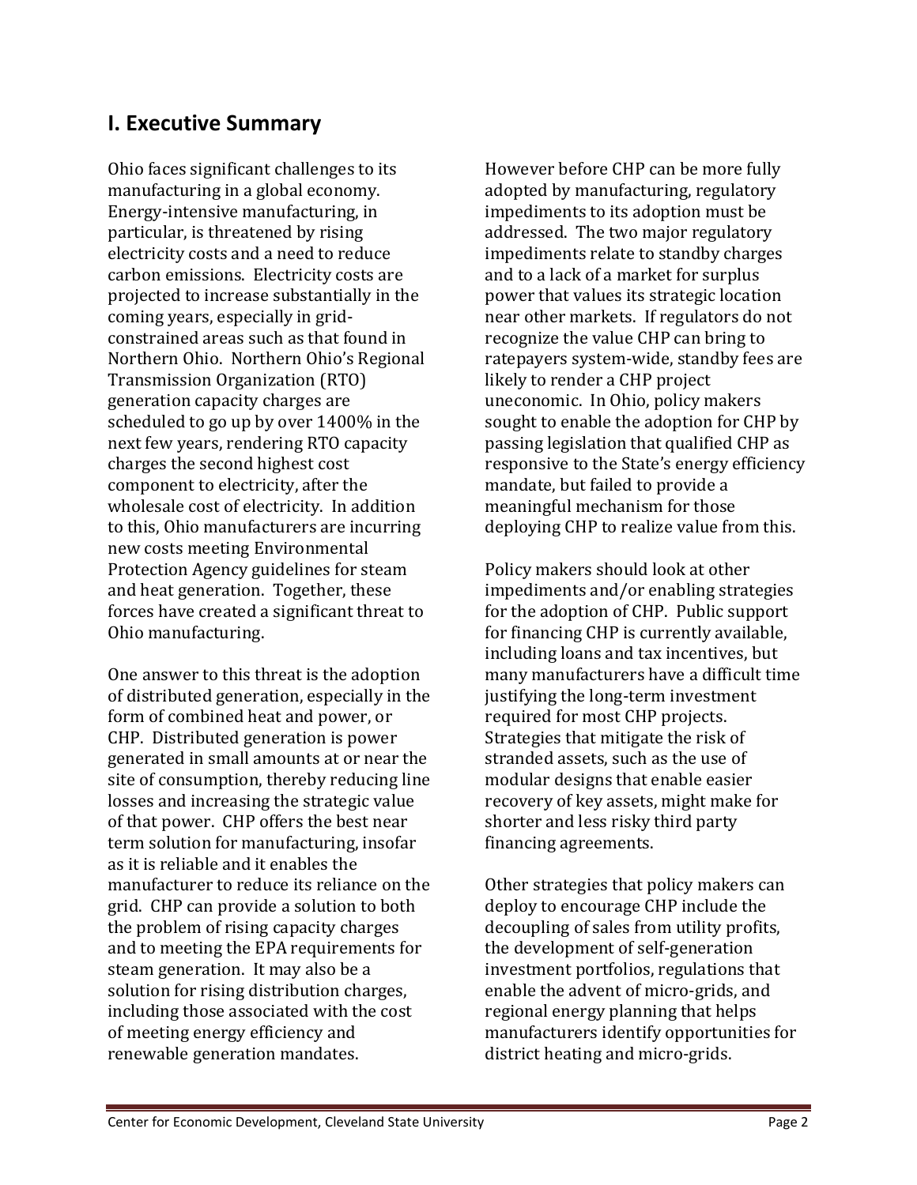## I. Executive Summary

Ohio faces significant challenges to its manufacturing in a global economy. Energy-intensive manufacturing, in particular, is threatened by rising electricity costs and a need to reduce carbon emissions. Electricity costs are projected to increase substantially in the coming years, especially in grid-constrained areas such as that found in Northern Ohio. Northern Ohio's Regional Transmission Organization (RTO) generation capacity charges are scheduled to go up by over 1400% in the next few years, rendering RTO capacity charges the second highest cost component to electricity, after the wholesale cost of electricity. In addition to this, Ohio manufacturers are incurring new costs meeting Environmental Protection Agency guidelines for steam and heat generation. Together, these forces have created a significant threat to Ohio manufacturing.

One answer to this threat is the adoption of distributed generation, especially in the form of combined heat and power, or CHP. Distributed generation is power generated in small amounts at or near the site of consumption, thereby reducing line losses and increasing the strategic value of that power. CHP offers the best near term solution for manufacturing, insofar as it is reliable and it enables the manufacturer to reduce its reliance on the grid. CHP can provide a solution to both the problem of rising capacity charges and to meeting the EPA requirements for steam generation. It may also be a solution for rising distribution charges, including those associated with the cost of meeting energy efficiency and renewable generation mandates.

However before CHP can be more fully adopted by manufacturing, regulatory impediments to its adoption must be addressed. The two major regulatory impediments relate to standby charges and to a lack of a market for surplus power that values its strategic location near other markets. If regulators do not recognize the value CHP can bring to ratepayers system-wide, standby fees are likely to render a CHP project uneconomic. In Ohio, policy makers sought to enable the adoption for CHP by passing legislation that qualified CHP as responsive to the State's energy efficiency mandate, but failed to provide a meaningful mechanism for those deploying CHP to realize value from this.

Policy makers should look at other impediments and/or enabling strategies for the adoption of CHP. Public support for financing CHP is currently available, including loans and tax incentives, but many manufacturers have a difficult time justifying the long-term investment required for most CHP projects. Strategies that mitigate the risk of stranded assets, such as the use of modular designs that enable easier recovery of key assets, might make for shorter and less risky third party financing agreements.

Other strategies that policy makers can deploy to encourage CHP include the decoupling of sales from utility profits, the development of self-generation investment portfolios, regulations that enable the advent of micro-grids, and regional energy planning that helps manufacturers identify opportunities for district heating and micro-grids.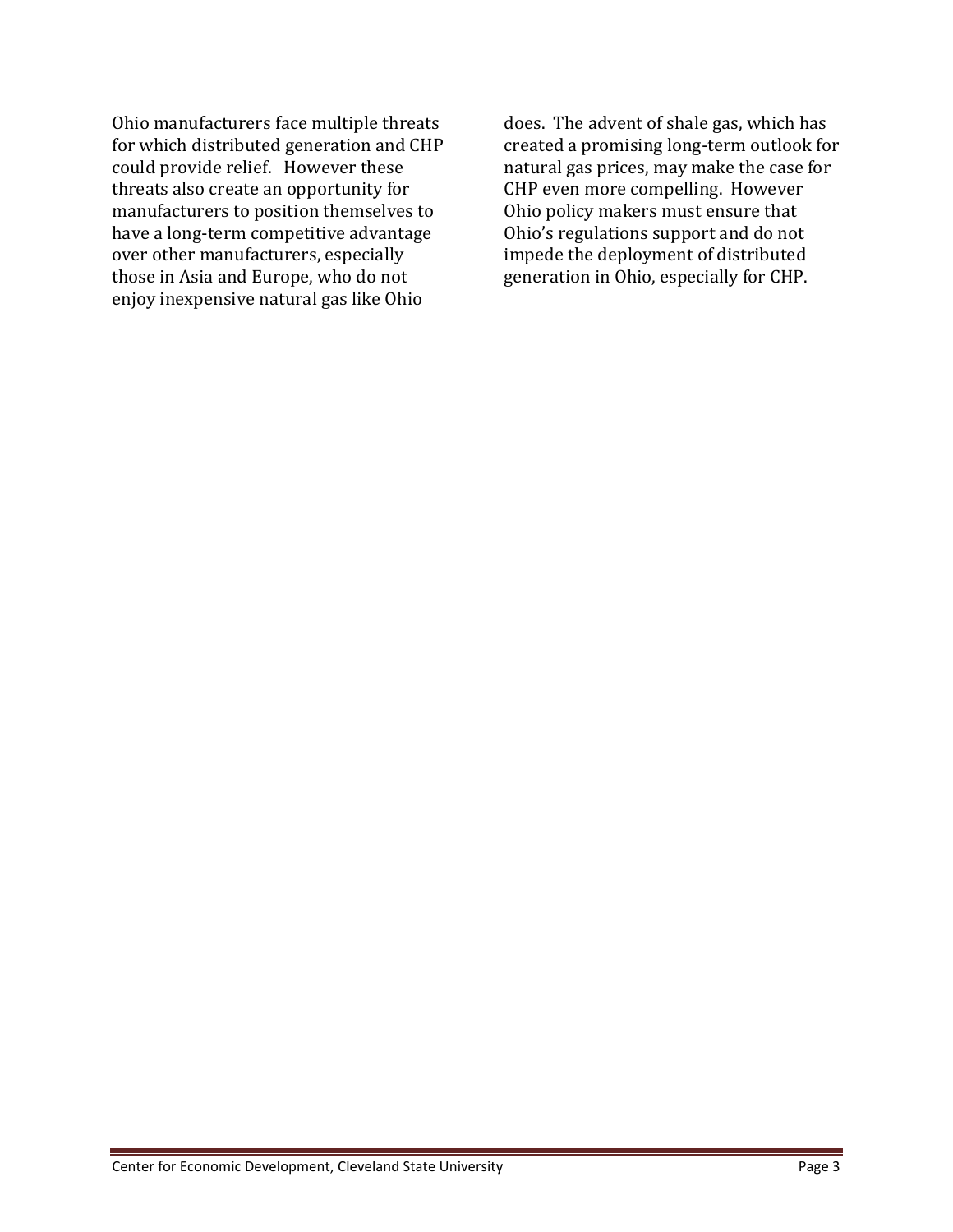Ohio manufacturers face multiple threats for which distributed generation and CHP could provide relief. However these threats also create an opportunity for manufacturers to position themselves to have a long-term competitive advantage over other manufacturers, especially those in Asia and Europe, who do not enjoy inexpensive natural gas like Ohio does. The advent of shale gas, which has created a promising long-term outlook for natural gas prices, may make the case for CHP even more compelling. However Ohio policy makers must ensure that Ohio's regulations support and do not impede the deployment of distributed generation in Ohio, especially for CHP.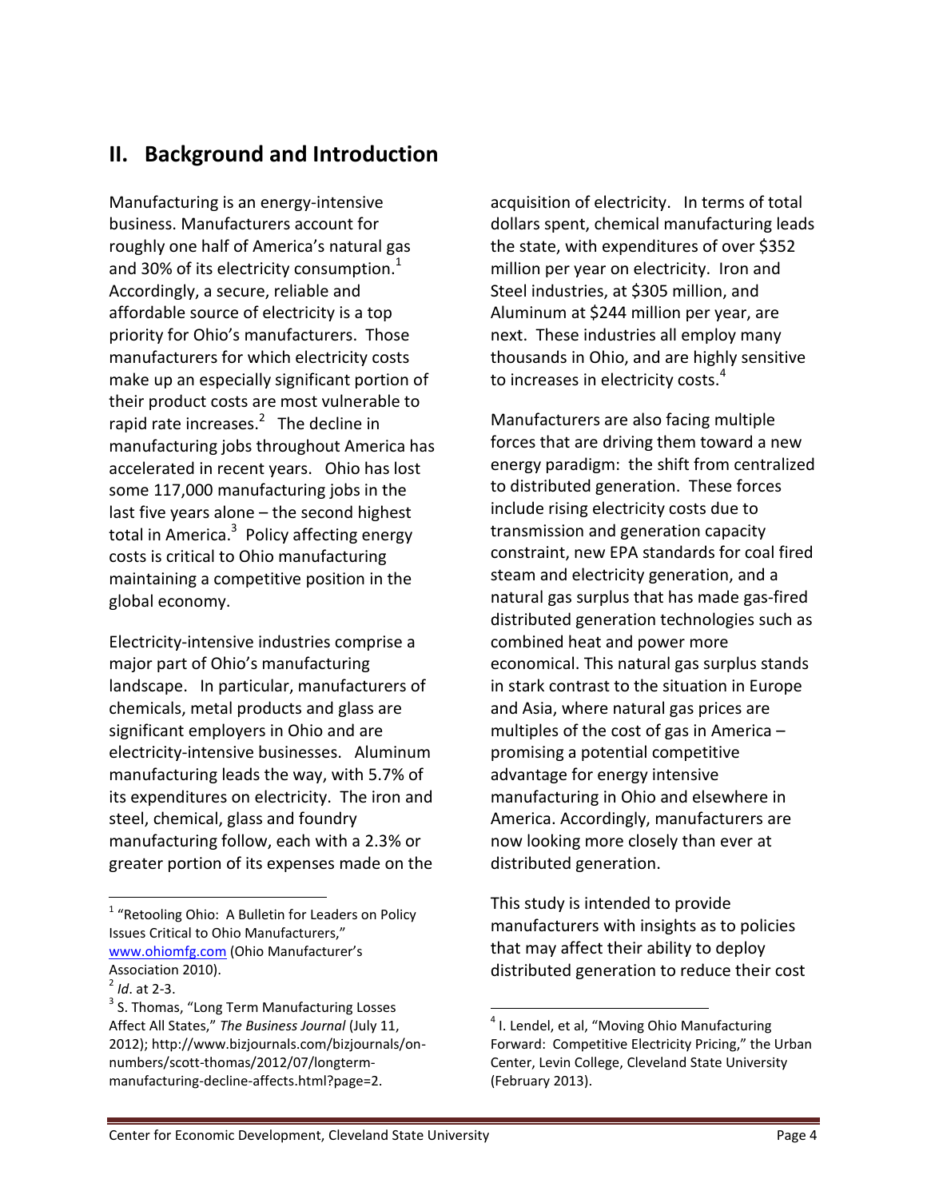## II. Background and Introduction

Manufacturing is an energy-intensive business. Manufacturers account for roughly one half of America's natural gas and 30% of its electricity consumption.[1] Accordingly, a secure, reliable and affordable source of electricity is a top priority for Ohio's manufacturers. Those manufacturers for which electricity costs make up an especially significant portion of their product costs are most vulnerable to rapid rate increases.[2] The decline in manufacturing jobs throughout America has accelerated in recent years. Ohio has lost some 117,000 manufacturing jobs in the last five years alone – the second highest total in America.[3] Policy affecting energy costs is critical to Ohio manufacturing maintaining a competitive position in the global economy.

Electricity-intensive industries comprise a major part of Ohio's manufacturing landscape. In particular, manufacturers of chemicals, metal products and glass are significant employers in Ohio and are electricity-intensive businesses. Aluminum manufacturing leads the way, with 5.7% of its expenditures on electricity. The iron and steel, chemical, glass and foundry manufacturing follow, each with a 2.3% or greater portion of its expenses made on the acquisition of electricity. In terms of total dollars spent, chemical manufacturing leads the state, with expenditures of over $352 million per year on electricity. Iron and Steel industries, at $305 million, and Aluminum at $244 million per year, are next. These industries all employ many thousands in Ohio, and are highly sensitive to increases in electricity costs.[4]

Manufacturers are also facing multiple forces that are driving them toward a new energy paradigm: the shift from centralized to distributed generation. These forces include rising electricity costs due to transmission and generation capacity constraint, new EPA standards for coal fired steam and electricity generation, and a natural gas surplus that has made gas-fired distributed generation technologies such as combined heat and power more economical. This natural gas surplus stands in stark contrast to the situation in Europe and Asia, where natural gas prices are multiples of the cost of gas in America – promising a potential competitive advantage for energy intensive manufacturing in Ohio and elsewhere in America. Accordingly, manufacturers are now looking more closely than ever at distributed generation.

This study is intended to provide manufacturers with insights as to policies that may affect their ability to deploy distributed generation to reduce their cost

---

[1] "Retooling Ohio: A Bulletin for Leaders on Policy Issues Critical to Ohio Manufacturers," www.ohiomfg.com (Ohio Manufacturer's Association 2010).

[2] *Id*. at 2-3.

[3] S. Thomas, "Long Term Manufacturing Losses Affect All States," *The Business Journal* (July 11, 2012); http://www.bizjournals.com/bizjournals/on-numbers/scott-thomas/2012/07/longterm-manufacturing-decline-affects.html?page=2.

[4] I. Lendel, et al, "Moving Ohio Manufacturing Forward: Competitive Electricity Pricing," the Urban Center, Levin College, Cleveland State University (February 2013).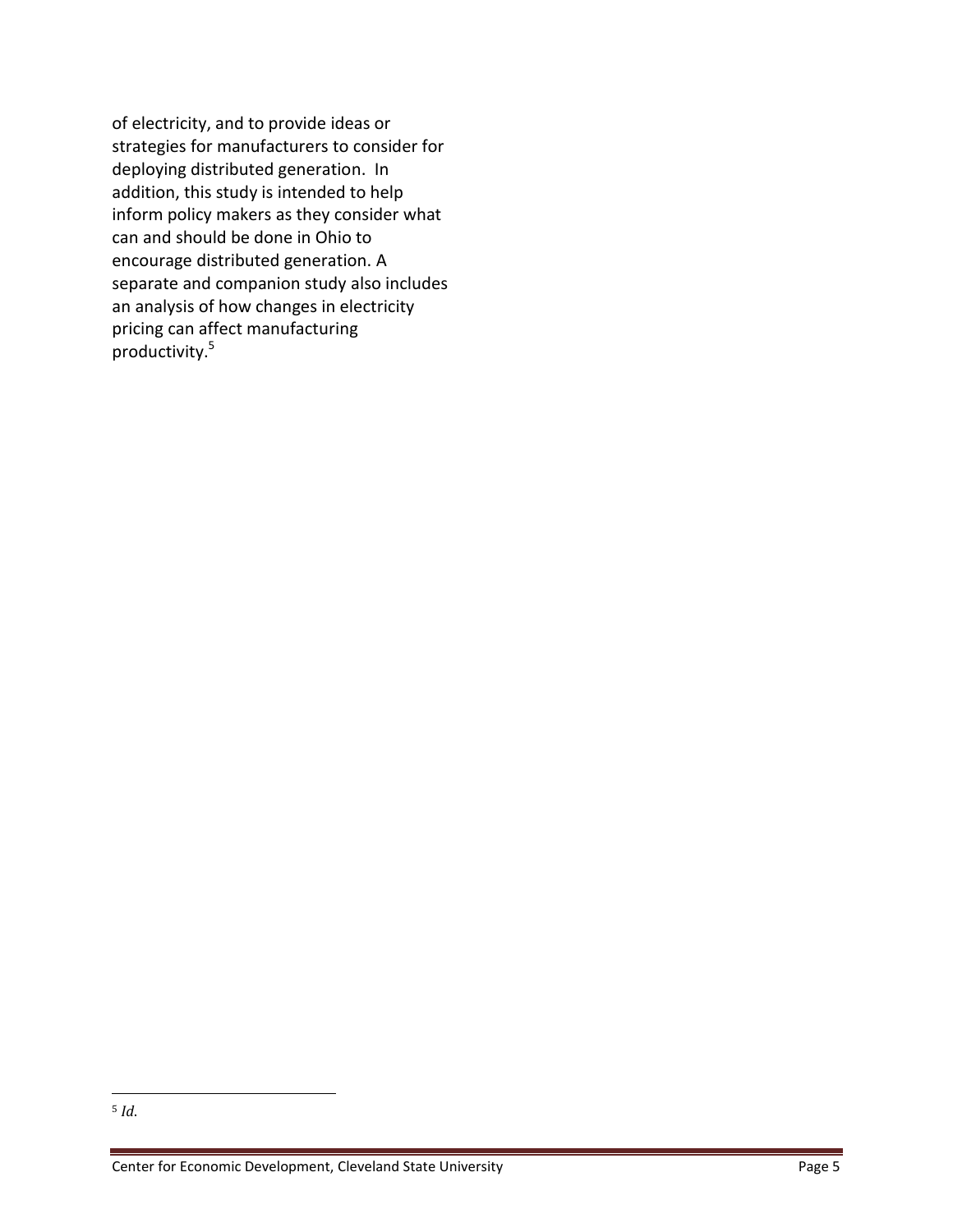of electricity, and to provide ideas or strategies for manufacturers to consider for deploying distributed generation. In addition, this study is intended to help inform policy makers as they consider what can and should be done in Ohio to encourage distributed generation. A separate and companion study also includes an analysis of how changes in electricity pricing can affect manufacturing productivity.[5]

---

[5] *Id.*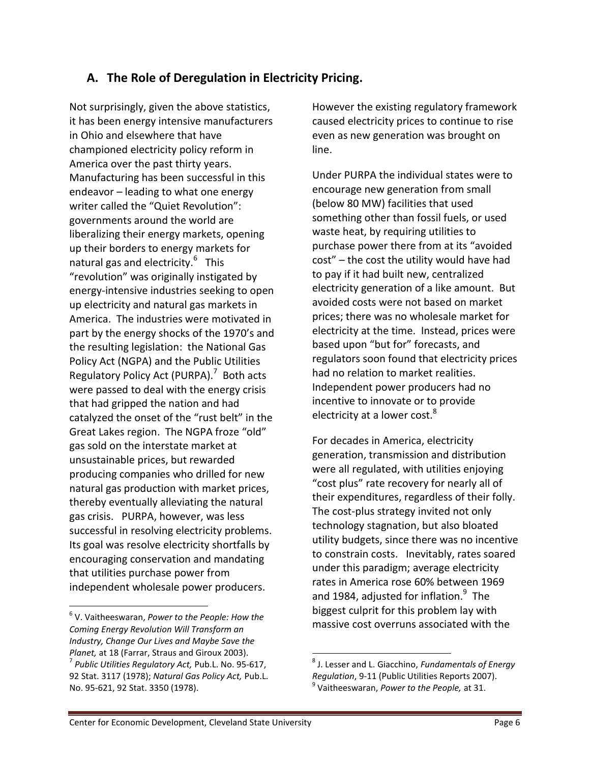## A. The Role of Deregulation in Electricity Pricing.

Not surprisingly, given the above statistics, it has been energy intensive manufacturers in Ohio and elsewhere that have championed electricity policy reform in America over the past thirty years. Manufacturing has been successful in this endeavor – leading to what one energy writer called the "Quiet Revolution": governments around the world are liberalizing their energy markets, opening up their borders to energy markets for natural gas and electricity.[6] This "revolution" was originally instigated by energy-intensive industries seeking to open up electricity and natural gas markets in America. The industries were motivated in part by the energy shocks of the 1970's and the resulting legislation: the National Gas Policy Act (NGPA) and the Public Utilities Regulatory Policy Act (PURPA).[7] Both acts were passed to deal with the energy crisis that had gripped the nation and had catalyzed the onset of the "rust belt" in the Great Lakes region. The NGPA froze "old" gas sold on the interstate market at unsustainable prices, but rewarded producing companies who drilled for new natural gas production with market prices, thereby eventually alleviating the natural gas crisis. PURPA, however, was less successful in resolving electricity problems. Its goal was resolve electricity shortfalls by encouraging conservation and mandating that utilities purchase power from independent wholesale power producers. However the existing regulatory framework caused electricity prices to continue to rise even as new generation was brought on line.

Under PURPA the individual states were to encourage new generation from small (below 80 MW) facilities that used something other than fossil fuels, or used waste heat, by requiring utilities to purchase power there from at its "avoided cost" – the cost the utility would have had to pay if it had built new, centralized electricity generation of a like amount. But avoided costs were not based on market prices; there was no wholesale market for electricity at the time. Instead, prices were based upon "but for" forecasts, and regulators soon found that electricity prices had no relation to market realities. Independent power producers had no incentive to innovate or to provide electricity at a lower cost.[8]

For decades in America, electricity generation, transmission and distribution were all regulated, with utilities enjoying "cost plus" rate recovery for nearly all of their expenditures, regardless of their folly. The cost-plus strategy invited not only technology stagnation, but also bloated utility budgets, since there was no incentive to constrain costs. Inevitably, rates soared under this paradigm; average electricity rates in America rose 60% between 1969 and 1984, adjusted for inflation.[9] The biggest culprit for this problem lay with massive cost overruns associated with the

[6] V. Vaitheeswaran, *Power to the People: How the Coming Energy Revolution Will Transform an Industry, Change Our Lives and Maybe Save the Planet,* at 18 (Farrar, Straus and Giroux 2003).

[7] *Public Utilities Regulatory Act,* Pub.L. No. 95-617, 92 Stat. 3117 (1978); *Natural Gas Policy Act,* Pub.L. No. 95-621, 92 Stat. 3350 (1978).

[8] J. Lesser and L. Giacchino, *Fundamentals of Energy Regulation*, 9-11 (Public Utilities Reports 2007).

[9] Vaitheeswaran, *Power to the People,* at 31.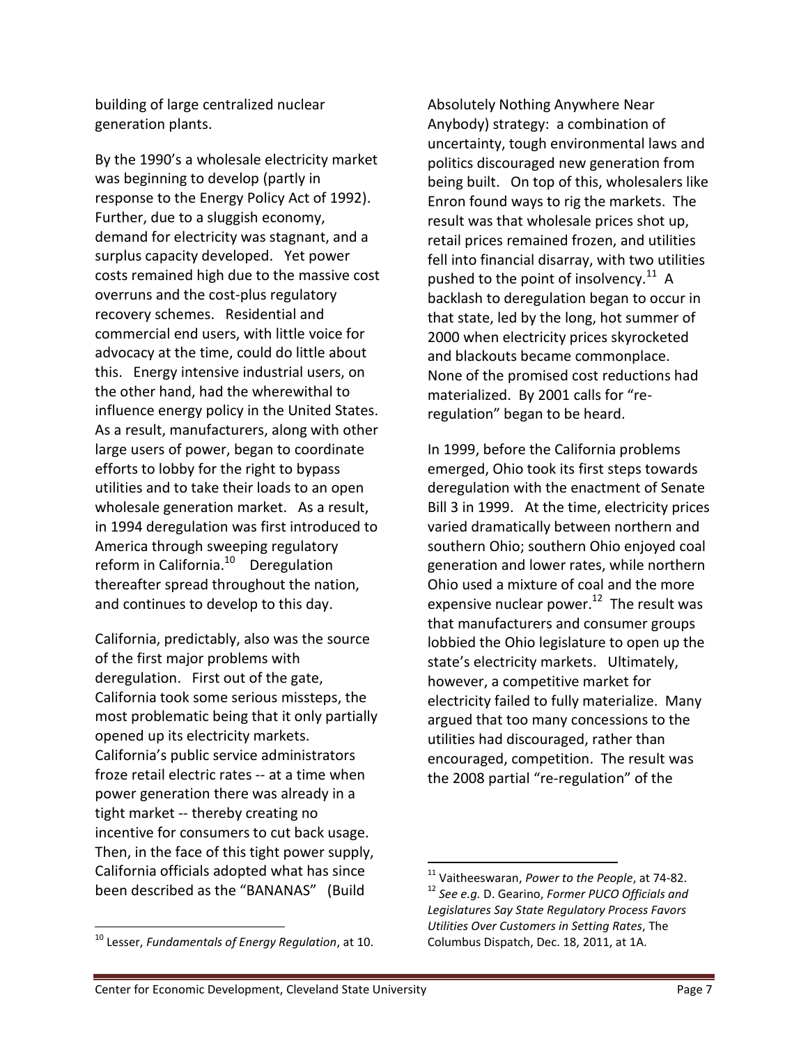building of large centralized nuclear generation plants.

By the 1990's a wholesale electricity market was beginning to develop (partly in response to the Energy Policy Act of 1992). Further, due to a sluggish economy, demand for electricity was stagnant, and a surplus capacity developed. Yet power costs remained high due to the massive cost overruns and the cost-plus regulatory recovery schemes. Residential and commercial end users, with little voice for advocacy at the time, could do little about this. Energy intensive industrial users, on the other hand, had the wherewithal to influence energy policy in the United States. As a result, manufacturers, along with other large users of power, began to coordinate efforts to lobby for the right to bypass utilities and to take their loads to an open wholesale generation market. As a result, in 1994 deregulation was first introduced to America through sweeping regulatory reform in California.[10] Deregulation thereafter spread throughout the nation, and continues to develop to this day.

California, predictably, also was the source of the first major problems with deregulation. First out of the gate, California took some serious missteps, the most problematic being that it only partially opened up its electricity markets. California's public service administrators froze retail electric rates -- at a time when power generation there was already in a tight market -- thereby creating no incentive for consumers to cut back usage. Then, in the face of this tight power supply, California officials adopted what has since been described as the "BANANAS" (Build Absolutely Nothing Anywhere Near Anybody) strategy: a combination of uncertainty, tough environmental laws and politics discouraged new generation from being built. On top of this, wholesalers like Enron found ways to rig the markets. The result was that wholesale prices shot up, retail prices remained frozen, and utilities fell into financial disarray, with two utilities pushed to the point of insolvency.[11] A backlash to deregulation began to occur in that state, led by the long, hot summer of 2000 when electricity prices skyrocketed and blackouts became commonplace. None of the promised cost reductions had materialized. By 2001 calls for "re-regulation" began to be heard.

In 1999, before the California problems emerged, Ohio took its first steps towards deregulation with the enactment of Senate Bill 3 in 1999. At the time, electricity prices varied dramatically between northern and southern Ohio; southern Ohio enjoyed coal generation and lower rates, while northern Ohio used a mixture of coal and the more expensive nuclear power.[12] The result was that manufacturers and consumer groups lobbied the Ohio legislature to open up the state's electricity markets. Ultimately, however, a competitive market for electricity failed to fully materialize. Many argued that too many concessions to the utilities had discouraged, rather than encouraged, competition. The result was the 2008 partial "re-regulation" of the

---

[10] Lesser, *Fundamentals of Energy Regulation*, at 10.

[11] Vaitheeswaran, *Power to the People*, at 74-82.

[12] *See e.g.* D. Gearino, *Former PUCO Officials and Legislatures Say State Regulatory Process Favors Utilities Over Customers in Setting Rates*, The Columbus Dispatch, Dec. 18, 2011, at 1A.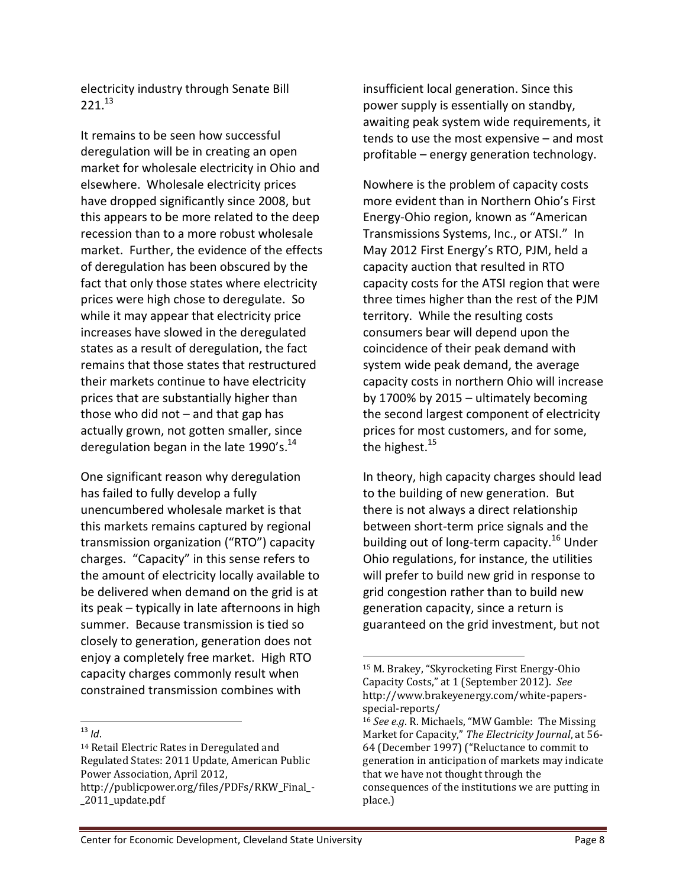electricity industry through Senate Bill 221.[13]

It remains to be seen how successful deregulation will be in creating an open market for wholesale electricity in Ohio and elsewhere. Wholesale electricity prices have dropped significantly since 2008, but this appears to be more related to the deep recession than to a more robust wholesale market. Further, the evidence of the effects of deregulation has been obscured by the fact that only those states where electricity prices were high chose to deregulate. So while it may appear that electricity price increases have slowed in the deregulated states as a result of deregulation, the fact remains that those states that restructured their markets continue to have electricity prices that are substantially higher than those who did not – and that gap has actually grown, not gotten smaller, since deregulation began in the late 1990's.[14]

One significant reason why deregulation has failed to fully develop a fully unencumbered wholesale market is that this markets remains captured by regional transmission organization ("RTO") capacity charges. "Capacity" in this sense refers to the amount of electricity locally available to be delivered when demand on the grid is at its peak – typically in late afternoons in high summer. Because transmission is tied so closely to generation, generation does not enjoy a completely free market. High RTO capacity charges commonly result when constrained transmission combines with insufficient local generation. Since this power supply is essentially on standby, awaiting peak system wide requirements, it tends to use the most expensive – and most profitable – energy generation technology.

Nowhere is the problem of capacity costs more evident than in Northern Ohio's First Energy-Ohio region, known as "American Transmissions Systems, Inc., or ATSI." In May 2012 First Energy's RTO, PJM, held a capacity auction that resulted in RTO capacity costs for the ATSI region that were three times higher than the rest of the PJM territory. While the resulting costs consumers bear will depend upon the coincidence of their peak demand with system wide peak demand, the average capacity costs in northern Ohio will increase by 1700% by 2015 – ultimately becoming the second largest component of electricity prices for most customers, and for some, the highest.[15]

In theory, high capacity charges should lead to the building of new generation. But there is not always a direct relationship between short-term price signals and the building out of long-term capacity.[16] Under Ohio regulations, for instance, the utilities will prefer to build new grid in response to grid congestion rather than to build new generation capacity, since a return is guaranteed on the grid investment, but not

---

[13] *Id*.

[14] Retail Electric Rates in Deregulated and Regulated States: 2011 Update, American Public Power Association, April 2012, http://publicpower.org/files/PDFs/RKW_Final_-_2011_update.pdf

[15] M. Brakey, "Skyrocketing First Energy-Ohio Capacity Costs," at 1 (September 2012). *See* http://www.brakeyenergy.com/white-papers-special-reports/

[16] *See e.g*. R. Michaels, "MW Gamble: The Missing Market for Capacity," *The Electricity Journal*, at 56-64 (December 1997) ("Reluctance to commit to generation in anticipation of markets may indicate that we have not thought through the consequences of the institutions we are putting in place.)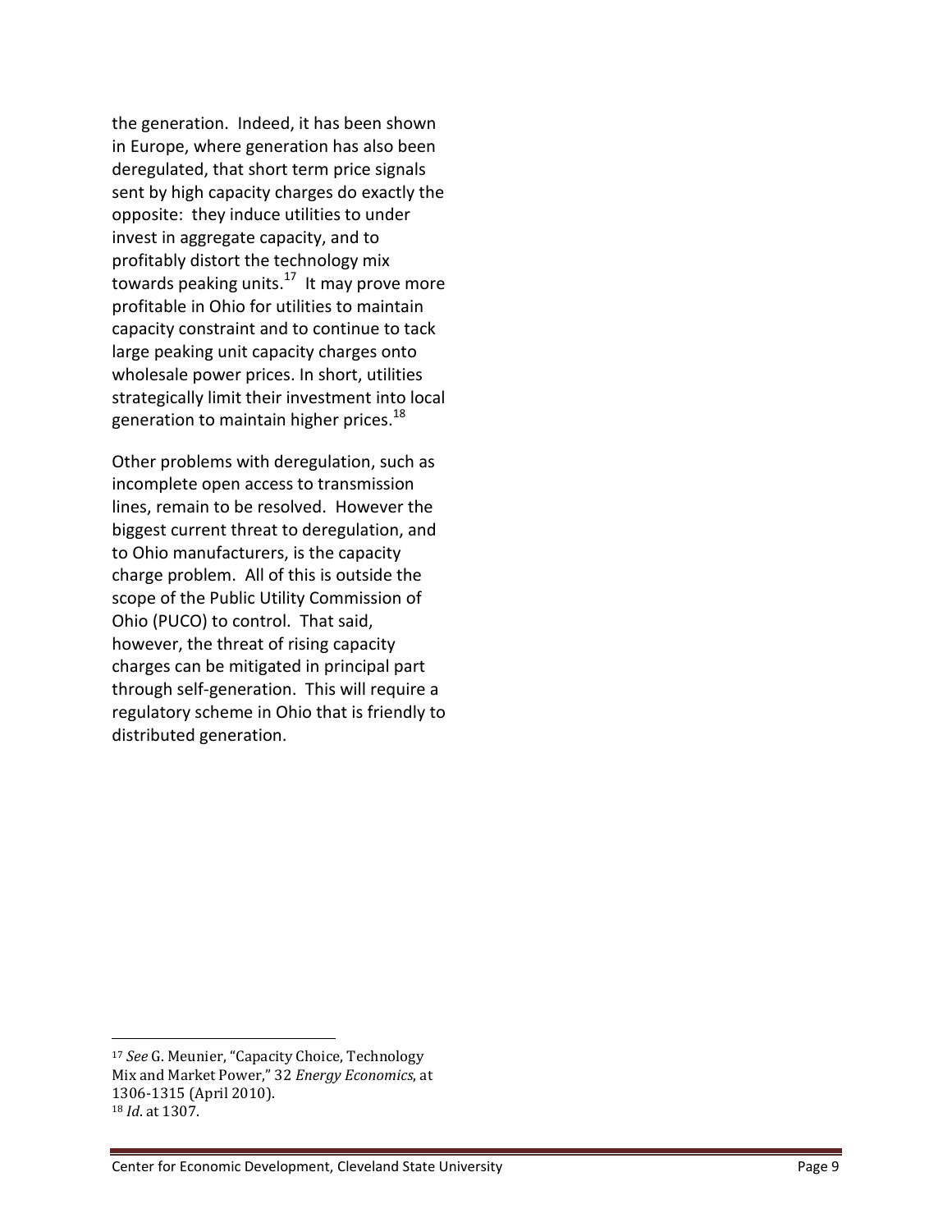the generation. Indeed, it has been shown in Europe, where generation has also been deregulated, that short term price signals sent by high capacity charges do exactly the opposite: they induce utilities to under invest in aggregate capacity, and to profitably distort the technology mix towards peaking units.[17] It may prove more profitable in Ohio for utilities to maintain capacity constraint and to continue to tack large peaking unit capacity charges onto wholesale power prices. In short, utilities strategically limit their investment into local generation to maintain higher prices.[18]

Other problems with deregulation, such as incomplete open access to transmission lines, remain to be resolved. However the biggest current threat to deregulation, and to Ohio manufacturers, is the capacity charge problem. All of this is outside the scope of the Public Utility Commission of Ohio (PUCO) to control. That said, however, the threat of rising capacity charges can be mitigated in principal part through self-generation. This will require a regulatory scheme in Ohio that is friendly to distributed generation.

---

[17] *See* G. Meunier, "Capacity Choice, Technology Mix and Market Power," 32 *Energy Economics*, at 1306-1315 (April 2010).

[18] *Id*. at 1307.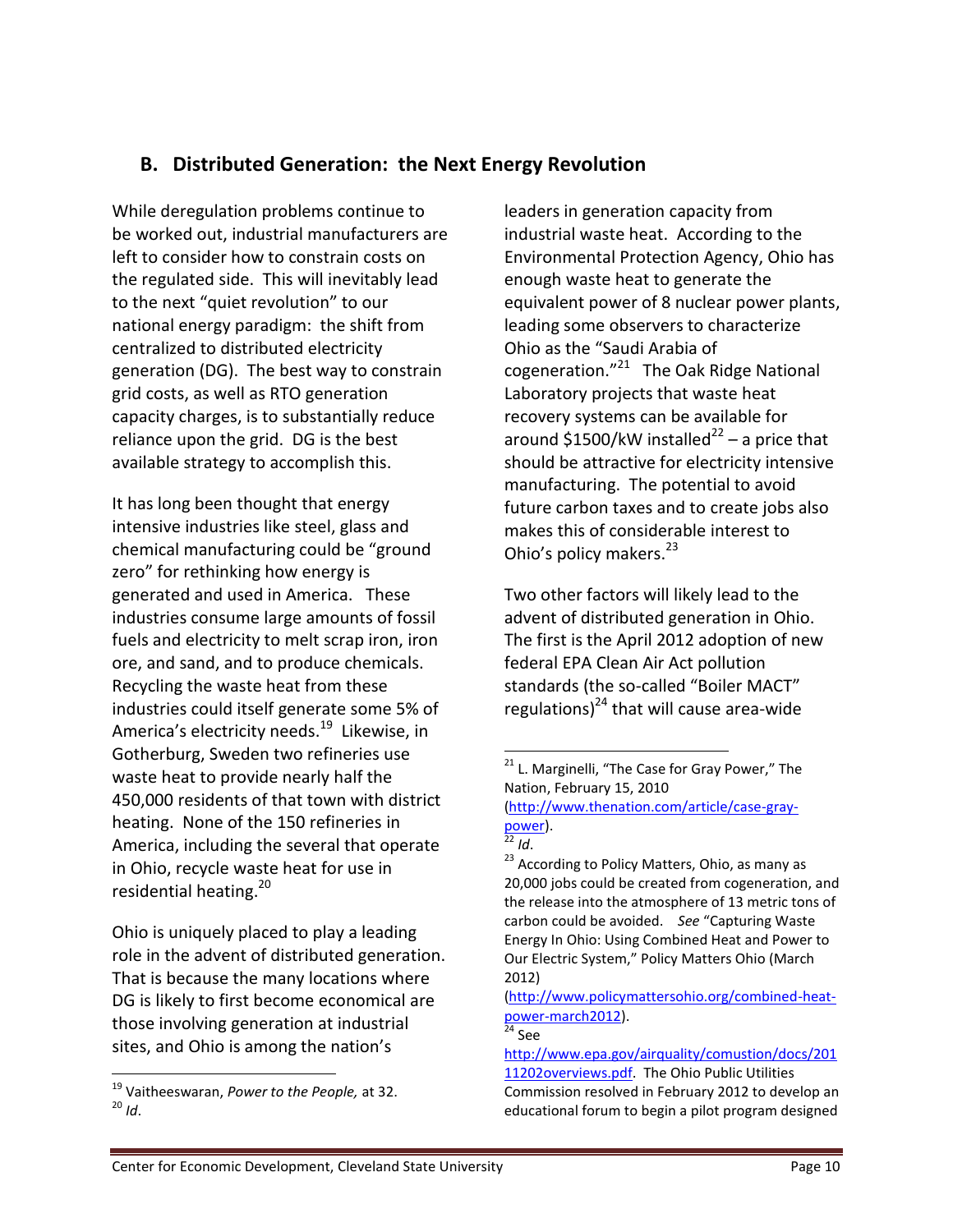## B. Distributed Generation: the Next Energy Revolution

While deregulation problems continue to be worked out, industrial manufacturers are left to consider how to constrain costs on the regulated side. This will inevitably lead to the next "quiet revolution" to our national energy paradigm: the shift from centralized to distributed electricity generation (DG). The best way to constrain grid costs, as well as RTO generation capacity charges, is to substantially reduce reliance upon the grid. DG is the best available strategy to accomplish this.

It has long been thought that energy intensive industries like steel, glass and chemical manufacturing could be "ground zero" for rethinking how energy is generated and used in America. These industries consume large amounts of fossil fuels and electricity to melt scrap iron, iron ore, and sand, and to produce chemicals. Recycling the waste heat from these industries could itself generate some 5% of America's electricity needs.[19] Likewise, in Gotherburg, Sweden two refineries use waste heat to provide nearly half the 450,000 residents of that town with district heating. None of the 150 refineries in America, including the several that operate in Ohio, recycle waste heat for use in residential heating.[20]

Ohio is uniquely placed to play a leading role in the advent of distributed generation. That is because the many locations where DG is likely to first become economical are those involving generation at industrial sites, and Ohio is among the nation's leaders in generation capacity from industrial waste heat. According to the Environmental Protection Agency, Ohio has enough waste heat to generate the equivalent power of 8 nuclear power plants, leading some observers to characterize Ohio as the "Saudi Arabia of cogeneration."[21] The Oak Ridge National Laboratory projects that waste heat recovery systems can be available for around $1500/kW installed[22] – a price that should be attractive for electricity intensive manufacturing. The potential to avoid future carbon taxes and to create jobs also makes this of considerable interest to Ohio's policy makers.[23]

Two other factors will likely lead to the advent of distributed generation in Ohio. The first is the April 2012 adoption of new federal EPA Clean Air Act pollution standards (the so-called "Boiler MACT" regulations)[24] that will cause area-wide

---

[19] Vaitheeswaran, *Power to the People,* at 32.

[20] *Id*.

[21] L. Marginelli, "The Case for Gray Power," The Nation, February 15, 2010 (http://www.thenation.com/article/case-gray-power).

[22] *Id*.

[23] According to Policy Matters, Ohio, as many as 20,000 jobs could be created from cogeneration, and the release into the atmosphere of 13 metric tons of carbon could be avoided. *See* "Capturing Waste Energy In Ohio: Using Combined Heat and Power to Our Electric System," Policy Matters Ohio (March 2012) (http://www.policymattersohio.org/combined-heat-power-march2012).

[24] See http://www.epa.gov/airquality/comustion/docs/20111202overviews.pdf. The Ohio Public Utilities Commission resolved in February 2012 to develop an educational forum to begin a pilot program designed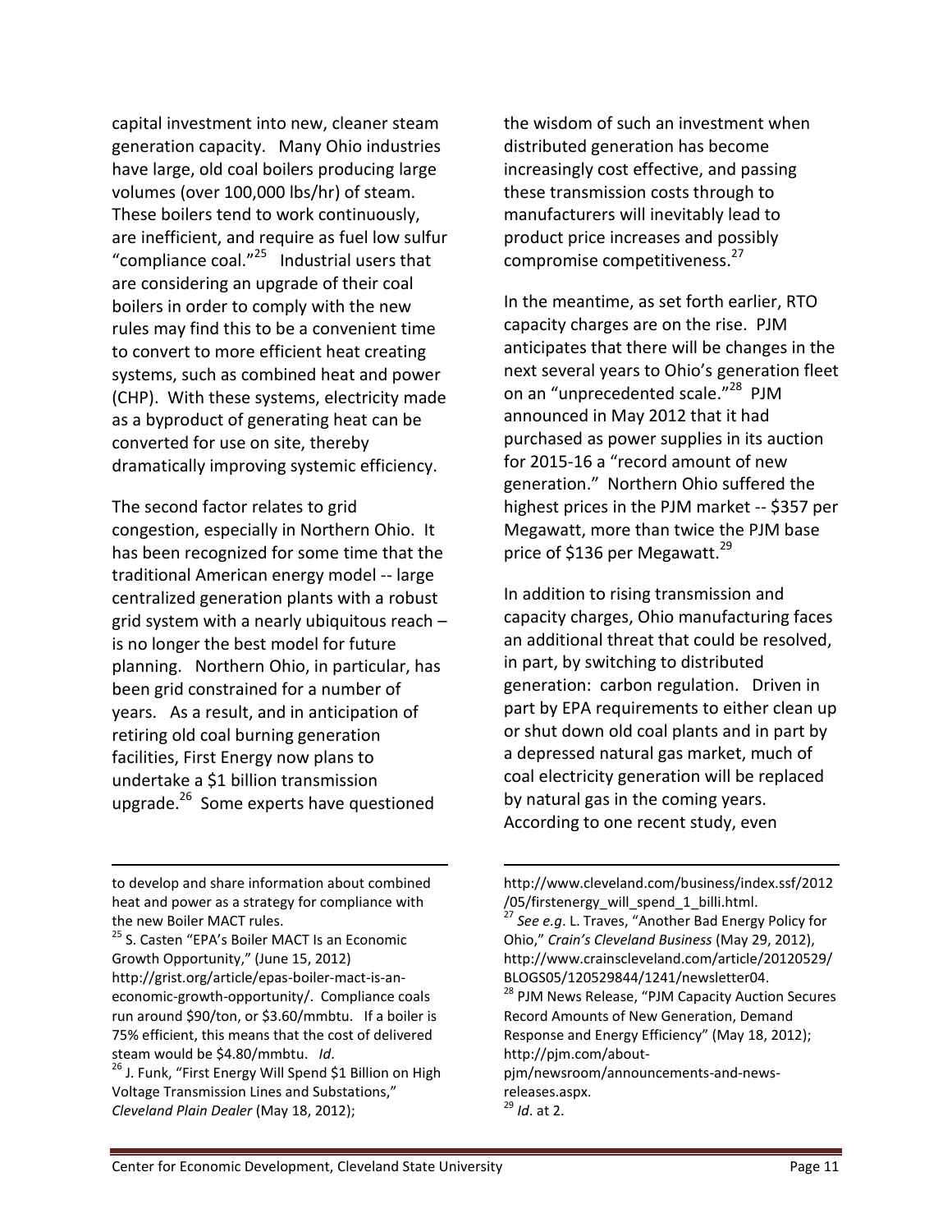capital investment into new, cleaner steam generation capacity. Many Ohio industries have large, old coal boilers producing large volumes (over 100,000 lbs/hr) of steam. These boilers tend to work continuously, are inefficient, and require as fuel low sulfur "compliance coal."[25] Industrial users that are considering an upgrade of their coal boilers in order to comply with the new rules may find this to be a convenient time to convert to more efficient heat creating systems, such as combined heat and power (CHP). With these systems, electricity made as a byproduct of generating heat can be converted for use on site, thereby dramatically improving systemic efficiency.

The second factor relates to grid congestion, especially in Northern Ohio. It has been recognized for some time that the traditional American energy model -- large centralized generation plants with a robust grid system with a nearly ubiquitous reach – is no longer the best model for future planning. Northern Ohio, in particular, has been grid constrained for a number of years. As a result, and in anticipation of retiring old coal burning generation facilities, First Energy now plans to undertake a $1 billion transmission upgrade.[26] Some experts have questioned the wisdom of such an investment when distributed generation has become increasingly cost effective, and passing these transmission costs through to manufacturers will inevitably lead to product price increases and possibly compromise competitiveness.[27]

In the meantime, as set forth earlier, RTO capacity charges are on the rise. PJM anticipates that there will be changes in the next several years to Ohio's generation fleet on an "unprecedented scale."[28] PJM announced in May 2012 that it had purchased as power supplies in its auction for 2015-16 a "record amount of new generation." Northern Ohio suffered the highest prices in the PJM market -- $357 per Megawatt, more than twice the PJM base price of $136 per Megawatt.[29]

In addition to rising transmission and capacity charges, Ohio manufacturing faces an additional threat that could be resolved, in part, by switching to distributed generation: carbon regulation. Driven in part by EPA requirements to either clean up or shut down old coal plants and in part by a depressed natural gas market, much of coal electricity generation will be replaced by natural gas in the coming years. According to one recent study, even

---

to develop and share information about combined heat and power as a strategy for compliance with the new Boiler MACT rules.

[25] S. Casten "EPA's Boiler MACT Is an Economic Growth Opportunity," (June 15, 2012) http://grist.org/article/epas-boiler-mact-is-an-economic-growth-opportunity/. Compliance coals run around $90/ton, or $3.60/mmbtu. If a boiler is 75% efficient, this means that the cost of delivered steam would be $4.80/mmbtu. *Id*.

[26] J. Funk, "First Energy Will Spend $1 Billion on High Voltage Transmission Lines and Substations," *Cleveland Plain Dealer* (May 18, 2012); http://www.cleveland.com/business/index.ssf/2012/05/firstenergy_will_spend_1_billi.html.

[27] *See e.g*. L. Traves, "Another Bad Energy Policy for Ohio," *Crain's Cleveland Business* (May 29, 2012), http://www.crainscleveland.com/article/20120529/BLOGS05/120529844/1241/newsletter04.

[28] PJM News Release, "PJM Capacity Auction Secures Record Amounts of New Generation, Demand Response and Energy Efficiency" (May 18, 2012); http://pjm.com/about-pjm/newsroom/announcements-and-news-releases.aspx.

[29] *Id*. at 2.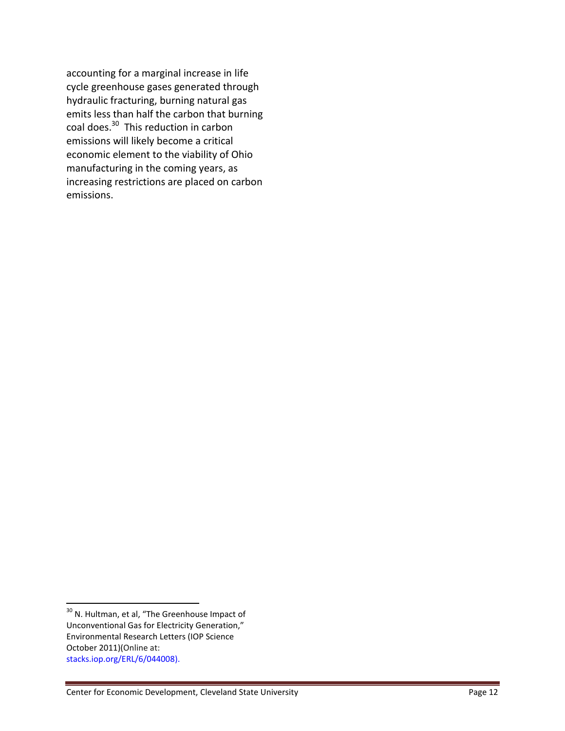accounting for a marginal increase in life cycle greenhouse gases generated through hydraulic fracturing, burning natural gas emits less than half the carbon that burning coal does.[30] This reduction in carbon emissions will likely become a critical economic element to the viability of Ohio manufacturing in the coming years, as increasing restrictions are placed on carbon emissions.

---

[30] N. Hultman, et al, "The Greenhouse Impact of Unconventional Gas for Electricity Generation," Environmental Research Letters (IOP Science October 2011)(Online at: stacks.iop.org/ERL/6/044008).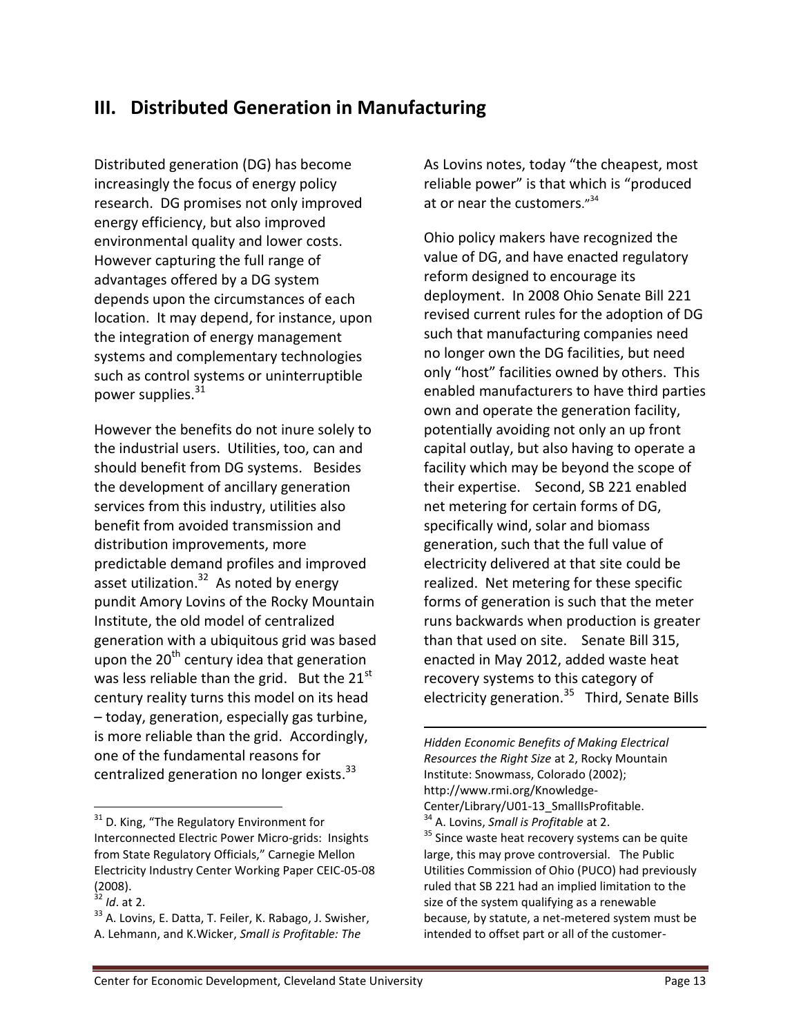## III. Distributed Generation in Manufacturing

Distributed generation (DG) has become increasingly the focus of energy policy research. DG promises not only improved energy efficiency, but also improved environmental quality and lower costs. However capturing the full range of advantages offered by a DG system depends upon the circumstances of each location. It may depend, for instance, upon the integration of energy management systems and complementary technologies such as control systems or uninterruptible power supplies.[31]

However the benefits do not inure solely to the industrial users. Utilities, too, can and should benefit from DG systems. Besides the development of ancillary generation services from this industry, utilities also benefit from avoided transmission and distribution improvements, more predictable demand profiles and improved asset utilization.[32] As noted by energy pundit Amory Lovins of the Rocky Mountain Institute, the old model of centralized generation with a ubiquitous grid was based upon the 20th century idea that generation was less reliable than the grid. But the 21st century reality turns this model on its head – today, generation, especially gas turbine, is more reliable than the grid. Accordingly, one of the fundamental reasons for centralized generation no longer exists.[33] As Lovins notes, today "the cheapest, most reliable power" is that which is "produced at or near the customers."[34]

Ohio policy makers have recognized the value of DG, and have enacted regulatory reform designed to encourage its deployment. In 2008 Ohio Senate Bill 221 revised current rules for the adoption of DG such that manufacturing companies need no longer own the DG facilities, but need only "host" facilities owned by others. This enabled manufacturers to have third parties own and operate the generation facility, potentially avoiding not only an up front capital outlay, but also having to operate a facility which may be beyond the scope of their expertise. Second, SB 221 enabled net metering for certain forms of DG, specifically wind, solar and biomass generation, such that the full value of electricity delivered at that site could be realized. Net metering for these specific forms of generation is such that the meter runs backwards when production is greater than that used on site. Senate Bill 315, enacted in May 2012, added waste heat recovery systems to this category of electricity generation.[35] Third, Senate Bills

---

[31] D. King, "The Regulatory Environment for Interconnected Electric Power Micro-grids: Insights from State Regulatory Officials," Carnegie Mellon Electricity Industry Center Working Paper CEIC-05-08 (2008).

[32] *Id*. at 2.

[33] A. Lovins, E. Datta, T. Feiler, K. Rabago, J. Swisher, A. Lehmann, and K.Wicker, *Small is Profitable: The Hidden Economic Benefits of Making Electrical Resources the Right Size* at 2, Rocky Mountain Institute: Snowmass, Colorado (2002); http://www.rmi.org/Knowledge-Center/Library/U01-13_SmallIsProfitable.

[34] A. Lovins, *Small is Profitable* at 2.

[35] Since waste heat recovery systems can be quite large, this may prove controversial. The Public Utilities Commission of Ohio (PUCO) had previously ruled that SB 221 had an implied limitation to the size of the system qualifying as a renewable because, by statute, a net-metered system must be intended to offset part or all of the customer-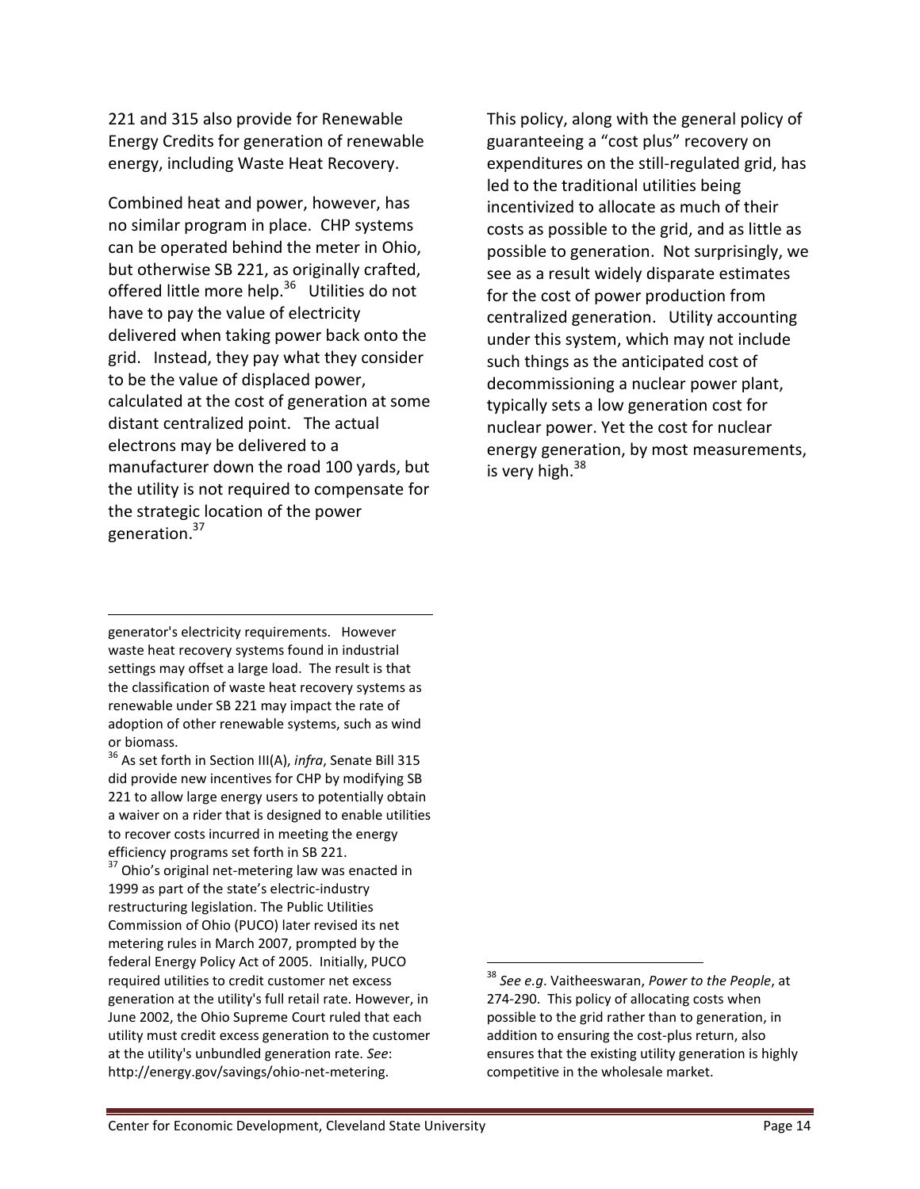221 and 315 also provide for Renewable Energy Credits for generation of renewable energy, including Waste Heat Recovery.

Combined heat and power, however, has no similar program in place. CHP systems can be operated behind the meter in Ohio, but otherwise SB 221, as originally crafted, offered little more help.[36] Utilities do not have to pay the value of electricity delivered when taking power back onto the grid. Instead, they pay what they consider to be the value of displaced power, calculated at the cost of generation at some distant centralized point. The actual electrons may be delivered to a manufacturer down the road 100 yards, but the utility is not required to compensate for the strategic location of the power generation.[37]

This policy, along with the general policy of guaranteeing a "cost plus" recovery on expenditures on the still-regulated grid, has led to the traditional utilities being incentivized to allocate as much of their costs as possible to the grid, and as little as possible to generation. Not surprisingly, we see as a result widely disparate estimates for the cost of power production from centralized generation. Utility accounting under this system, which may not include such things as the anticipated cost of decommissioning a nuclear power plant, typically sets a low generation cost for nuclear power. Yet the cost for nuclear energy generation, by most measurements, is very high.[38]

---

generator's electricity requirements. However waste heat recovery systems found in industrial settings may offset a large load. The result is that the classification of waste heat recovery systems as renewable under SB 221 may impact the rate of adoption of other renewable systems, such as wind or biomass.

[36] As set forth in Section III(A), *infra*, Senate Bill 315 did provide new incentives for CHP by modifying SB 221 to allow large energy users to potentially obtain a waiver on a rider that is designed to enable utilities to recover costs incurred in meeting the energy efficiency programs set forth in SB 221.

[37] Ohio's original net-metering law was enacted in 1999 as part of the state's electric-industry restructuring legislation. The Public Utilities Commission of Ohio (PUCO) later revised its net metering rules in March 2007, prompted by the federal Energy Policy Act of 2005. Initially, PUCO required utilities to credit customer net excess generation at the utility's full retail rate. However, in June 2002, the Ohio Supreme Court ruled that each utility must credit excess generation to the customer at the utility's unbundled generation rate. *See*: http://energy.gov/savings/ohio-net-metering.

[38] *See e.g*. Vaitheeswaran, *Power to the People*, at 274-290. This policy of allocating costs when possible to the grid rather than to generation, in addition to ensuring the cost-plus return, also ensures that the existing utility generation is highly competitive in the wholesale market.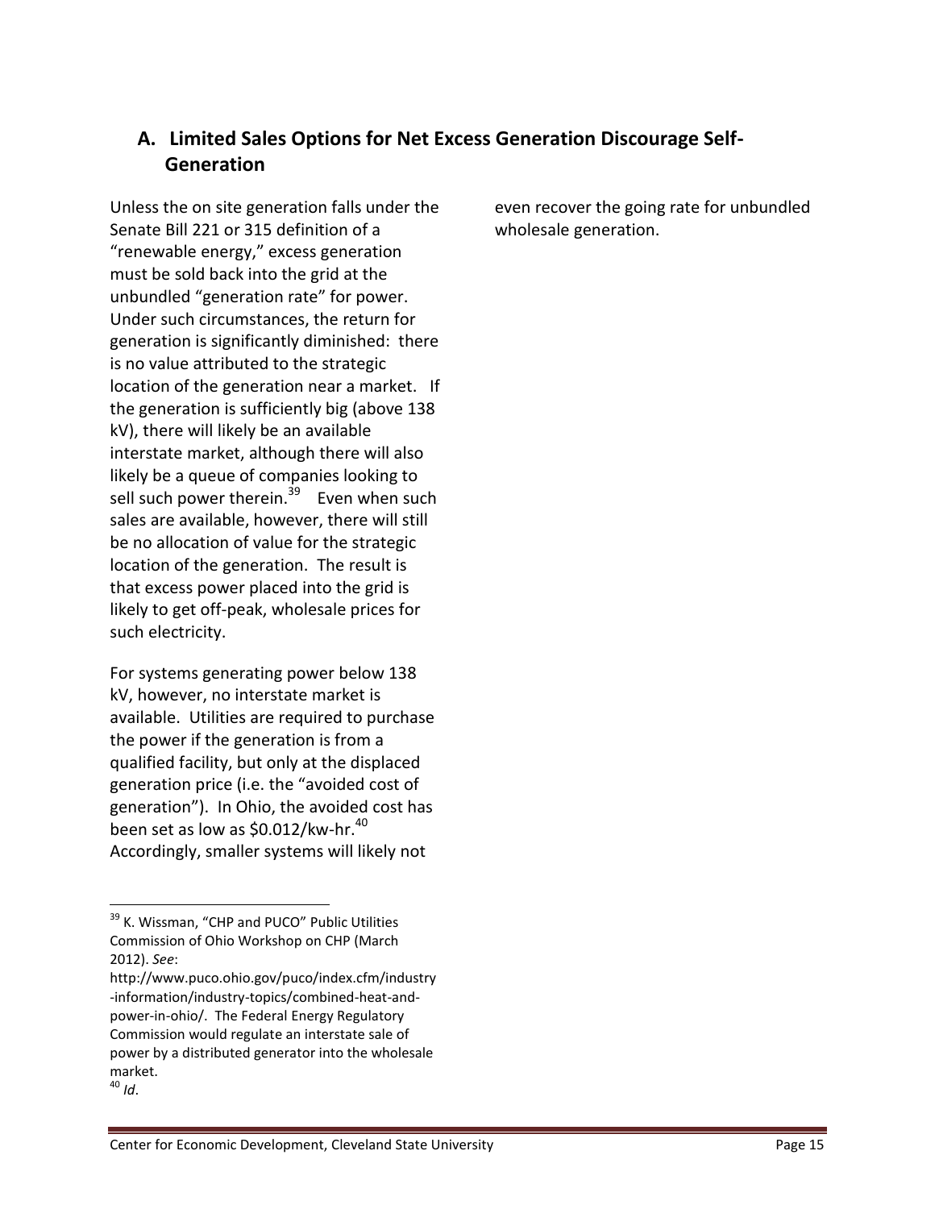## A. Limited Sales Options for Net Excess Generation Discourage Self-Generation

Unless the on site generation falls under the Senate Bill 221 or 315 definition of a "renewable energy," excess generation must be sold back into the grid at the unbundled "generation rate" for power. Under such circumstances, the return for generation is significantly diminished: there is no value attributed to the strategic location of the generation near a market. If the generation is sufficiently big (above 138 kV), there will likely be an available interstate market, although there will also likely be a queue of companies looking to sell such power therein.[39] Even when such sales are available, however, there will still be no allocation of value for the strategic location of the generation. The result is that excess power placed into the grid is likely to get off-peak, wholesale prices for such electricity.

For systems generating power below 138 kV, however, no interstate market is available. Utilities are required to purchase the power if the generation is from a qualified facility, but only at the displaced generation price (i.e. the "avoided cost of generation"). In Ohio, the avoided cost has been set as low as $0.012/kw-hr.[40] Accordingly, smaller systems will likely not even recover the going rate for unbundled wholesale generation.

---

[39] K. Wissman, "CHP and PUCO" Public Utilities Commission of Ohio Workshop on CHP (March 2012). *See*: http://www.puco.ohio.gov/puco/index.cfm/industry-information/industry-topics/combined-heat-and-power-in-ohio/. The Federal Energy Regulatory Commission would regulate an interstate sale of power by a distributed generator into the wholesale market.

[40] *Id*.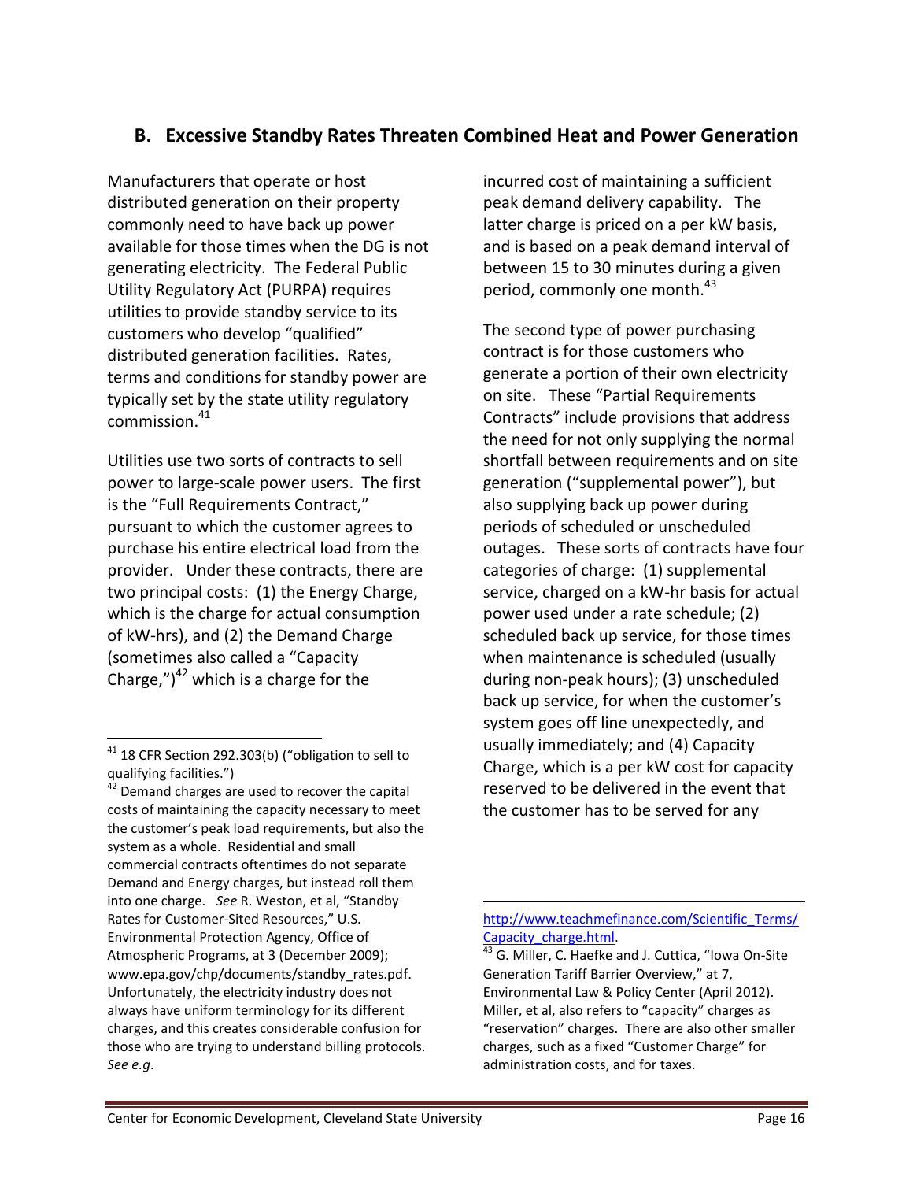## B. Excessive Standby Rates Threaten Combined Heat and Power Generation

Manufacturers that operate or host distributed generation on their property commonly need to have back up power available for those times when the DG is not generating electricity. The Federal Public Utility Regulatory Act (PURPA) requires utilities to provide standby service to its customers who develop "qualified" distributed generation facilities. Rates, terms and conditions for standby power are typically set by the state utility regulatory commission.[41]

Utilities use two sorts of contracts to sell power to large-scale power users. The first is the "Full Requirements Contract," pursuant to which the customer agrees to purchase his entire electrical load from the provider. Under these contracts, there are two principal costs: (1) the Energy Charge, which is the charge for actual consumption of kW-hrs), and (2) the Demand Charge (sometimes also called a "Capacity Charge,")[42] which is a charge for the incurred cost of maintaining a sufficient peak demand delivery capability. The latter charge is priced on a per kW basis, and is based on a peak demand interval of between 15 to 30 minutes during a given period, commonly one month.[43]

The second type of power purchasing contract is for those customers who generate a portion of their own electricity on site. These "Partial Requirements Contracts" include provisions that address the need for not only supplying the normal shortfall between requirements and on site generation ("supplemental power"), but also supplying back up power during periods of scheduled or unscheduled outages. These sorts of contracts have four categories of charge: (1) supplemental service, charged on a kW-hr basis for actual power used under a rate schedule; (2) scheduled back up service, for those times when maintenance is scheduled (usually during non-peak hours); (3) unscheduled back up service, for when the customer's system goes off line unexpectedly, and usually immediately; and (4) Capacity Charge, which is a per kW cost for capacity reserved to be delivered in the event that the customer has to be served for any

---

[41] 18 CFR Section 292.303(b) ("obligation to sell to qualifying facilities.")

[42] Demand charges are used to recover the capital costs of maintaining the capacity necessary to meet the customer's peak load requirements, but also the system as a whole. Residential and small commercial contracts oftentimes do not separate Demand and Energy charges, but instead roll them into one charge. *See* R. Weston, et al, "Standby Rates for Customer-Sited Resources," U.S. Environmental Protection Agency, Office of Atmospheric Programs, at 3 (December 2009); www.epa.gov/chp/documents/standby_rates.pdf. Unfortunately, the electricity industry does not always have uniform terminology for its different charges, and this creates considerable confusion for those who are trying to understand billing protocols. *See e.g*. http://www.teachmefinance.com/Scientific_Terms/Capacity_charge.html.

[43] G. Miller, C. Haefke and J. Cuttica, "Iowa On-Site Generation Tariff Barrier Overview," at 7, Environmental Law & Policy Center (April 2012). Miller, et al, also refers to "capacity" charges as "reservation" charges. There are also other smaller charges, such as a fixed "Customer Charge" for administration costs, and for taxes.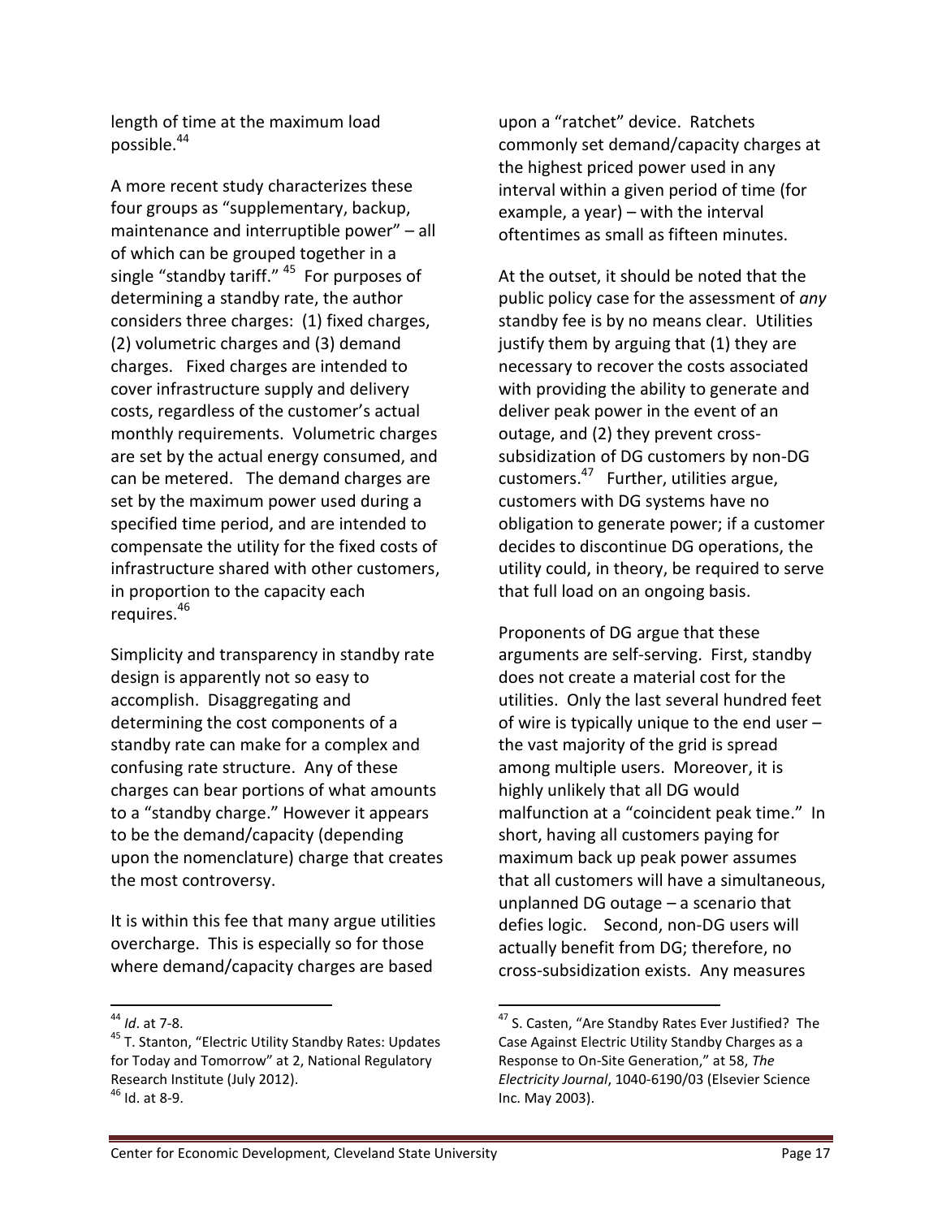length of time at the maximum load possible.[44]

A more recent study characterizes these four groups as "supplementary, backup, maintenance and interruptible power" – all of which can be grouped together in a single "standby tariff." [45] For purposes of determining a standby rate, the author considers three charges: (1) fixed charges, (2) volumetric charges and (3) demand charges. Fixed charges are intended to cover infrastructure supply and delivery costs, regardless of the customer's actual monthly requirements. Volumetric charges are set by the actual energy consumed, and can be metered. The demand charges are set by the maximum power used during a specified time period, and are intended to compensate the utility for the fixed costs of infrastructure shared with other customers, in proportion to the capacity each requires.[46]

Simplicity and transparency in standby rate design is apparently not so easy to accomplish. Disaggregating and determining the cost components of a standby rate can make for a complex and confusing rate structure. Any of these charges can bear portions of what amounts to a "standby charge." However it appears to be the demand/capacity (depending upon the nomenclature) charge that creates the most controversy.

It is within this fee that many argue utilities overcharge. This is especially so for those where demand/capacity charges are based upon a "ratchet" device. Ratchets commonly set demand/capacity charges at the highest priced power used in any interval within a given period of time (for example, a year) – with the interval oftentimes as small as fifteen minutes.

At the outset, it should be noted that the public policy case for the assessment of *any* standby fee is by no means clear. Utilities justify them by arguing that (1) they are necessary to recover the costs associated with providing the ability to generate and deliver peak power in the event of an outage, and (2) they prevent cross-subsidization of DG customers by non-DG customers.[47] Further, utilities argue, customers with DG systems have no obligation to generate power; if a customer decides to discontinue DG operations, the utility could, in theory, be required to serve that full load on an ongoing basis.

Proponents of DG argue that these arguments are self-serving. First, standby does not create a material cost for the utilities. Only the last several hundred feet of wire is typically unique to the end user – the vast majority of the grid is spread among multiple users. Moreover, it is highly unlikely that all DG would malfunction at a "coincident peak time." In short, having all customers paying for maximum back up peak power assumes that all customers will have a simultaneous, unplanned DG outage – a scenario that defies logic. Second, non-DG users will actually benefit from DG; therefore, no cross-subsidization exists. Any measures

---

[44] *Id*. at 7-8.

[45] T. Stanton, "Electric Utility Standby Rates: Updates for Today and Tomorrow" at 2, National Regulatory Research Institute (July 2012).

[46] Id. at 8-9.

[47] S. Casten, "Are Standby Rates Ever Justified? The Case Against Electric Utility Standby Charges as a Response to On-Site Generation," at 58, *The Electricity Journal*, 1040-6190/03 (Elsevier Science Inc. May 2003).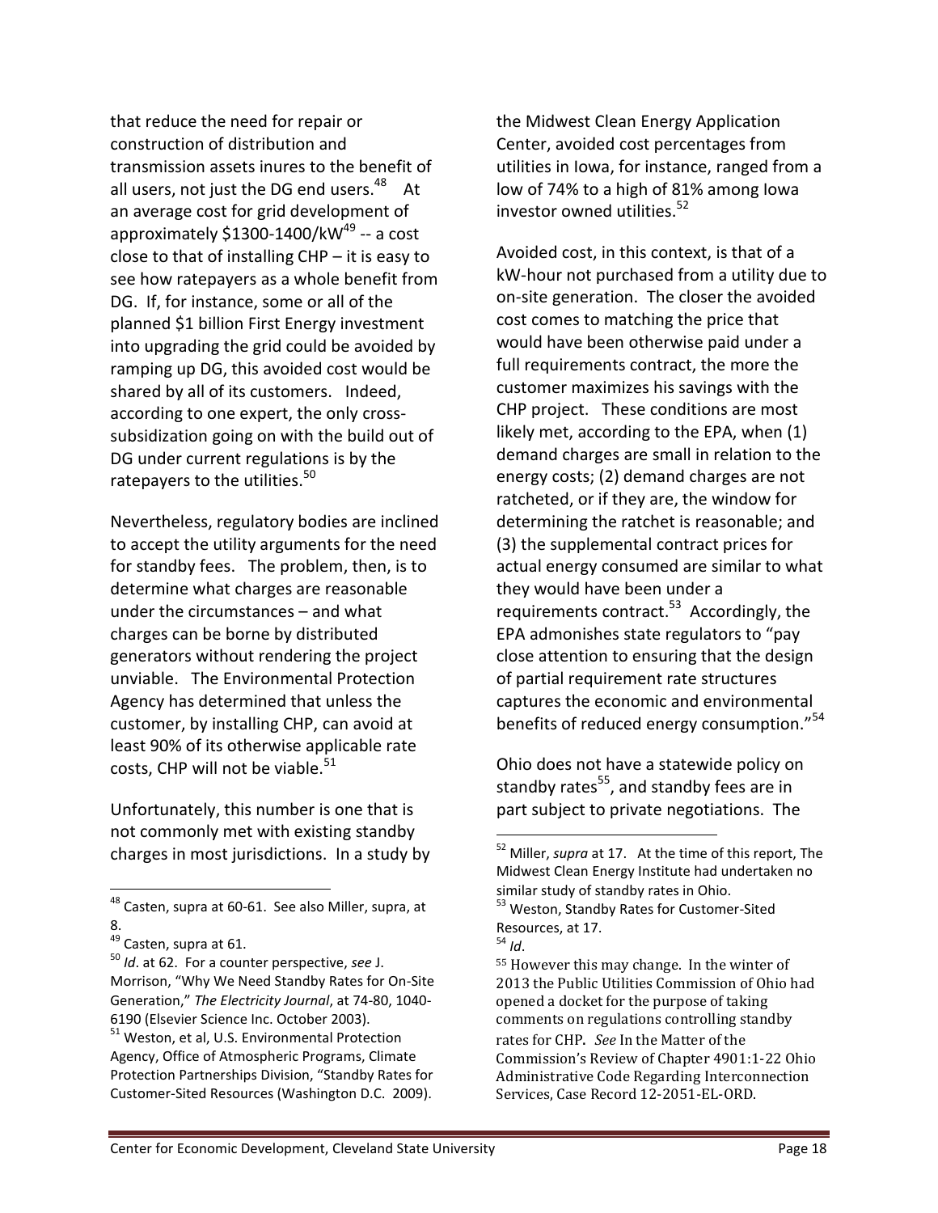that reduce the need for repair or construction of distribution and transmission assets inures to the benefit of all users, not just the DG end users.[48] At an average cost for grid development of approximately $1300-1400/kW[49] -- a cost close to that of installing CHP – it is easy to see how ratepayers as a whole benefit from DG. If, for instance, some or all of the planned $1 billion First Energy investment into upgrading the grid could be avoided by ramping up DG, this avoided cost would be shared by all of its customers. Indeed, according to one expert, the only cross-subsidization going on with the build out of DG under current regulations is by the ratepayers to the utilities.[50]

Nevertheless, regulatory bodies are inclined to accept the utility arguments for the need for standby fees. The problem, then, is to determine what charges are reasonable under the circumstances – and what charges can be borne by distributed generators without rendering the project unviable. The Environmental Protection Agency has determined that unless the customer, by installing CHP, can avoid at least 90% of its otherwise applicable rate costs, CHP will not be viable.[51]

Unfortunately, this number is one that is not commonly met with existing standby charges in most jurisdictions. In a study by the Midwest Clean Energy Application Center, avoided cost percentages from utilities in Iowa, for instance, ranged from a low of 74% to a high of 81% among Iowa investor owned utilities.[52]

Avoided cost, in this context, is that of a kW-hour not purchased from a utility due to on-site generation. The closer the avoided cost comes to matching the price that would have been otherwise paid under a full requirements contract, the more the customer maximizes his savings with the CHP project. These conditions are most likely met, according to the EPA, when (1) demand charges are small in relation to the energy costs; (2) demand charges are not ratcheted, or if they are, the window for determining the ratchet is reasonable; and (3) the supplemental contract prices for actual energy consumed are similar to what they would have been under a requirements contract.[53] Accordingly, the EPA admonishes state regulators to "pay close attention to ensuring that the design of partial requirement rate structures captures the economic and environmental benefits of reduced energy consumption."[54]

Ohio does not have a statewide policy on standby rates[55], and standby fees are in part subject to private negotiations. The

---

[48] Casten, supra at 60-61. See also Miller, supra, at 8.

[49] Casten, supra at 61.

[50] *Id*. at 62. For a counter perspective, *see* J. Morrison, "Why We Need Standby Rates for On-Site Generation," *The Electricity Journal*, at 74-80, 1040-6190 (Elsevier Science Inc. October 2003).

[51] Weston, et al, U.S. Environmental Protection Agency, Office of Atmospheric Programs, Climate Protection Partnerships Division, "Standby Rates for Customer-Sited Resources (Washington D.C. 2009).

[52] Miller, *supra* at 17. At the time of this report, The Midwest Clean Energy Institute had undertaken no similar study of standby rates in Ohio.

[53] Weston, Standby Rates for Customer-Sited Resources, at 17.

[54] *Id*.

[55] However this may change. In the winter of 2013 the Public Utilities Commission of Ohio had opened a docket for the purpose of taking comments on regulations controlling standby rates for CHP. *See* In the Matter of the Commission's Review of Chapter 4901:1-22 Ohio Administrative Code Regarding Interconnection Services, Case Record 12-2051-EL-ORD.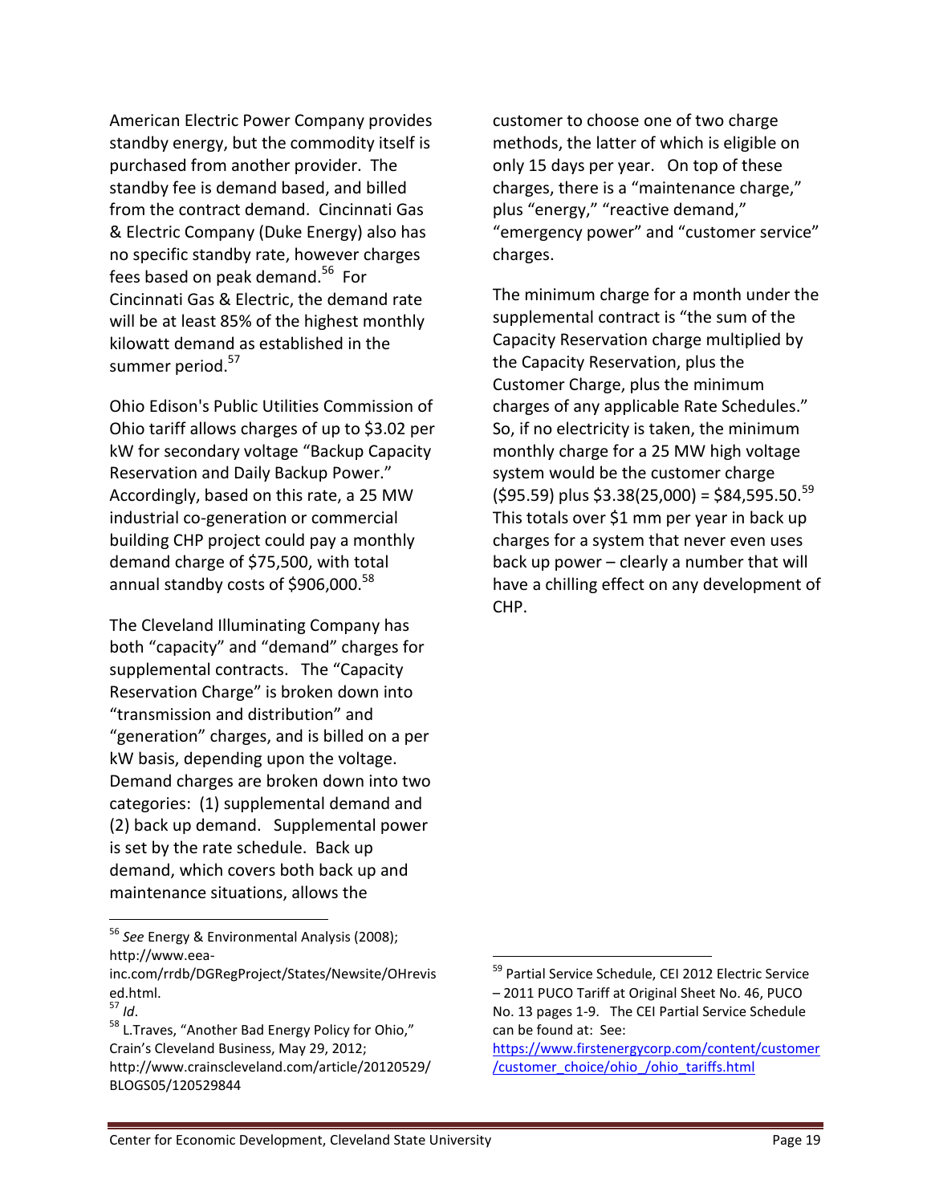American Electric Power Company provides standby energy, but the commodity itself is purchased from another provider. The standby fee is demand based, and billed from the contract demand. Cincinnati Gas & Electric Company (Duke Energy) also has no specific standby rate, however charges fees based on peak demand.[56] For Cincinnati Gas & Electric, the demand rate will be at least 85% of the highest monthly kilowatt demand as established in the summer period.[57]

Ohio Edison's Public Utilities Commission of Ohio tariff allows charges of up to $3.02 per kW for secondary voltage "Backup Capacity Reservation and Daily Backup Power." Accordingly, based on this rate, a 25 MW industrial co-generation or commercial building CHP project could pay a monthly demand charge of $75,500, with total annual standby costs of $906,000.[58]

The Cleveland Illuminating Company has both "capacity" and "demand" charges for supplemental contracts. The "Capacity Reservation Charge" is broken down into "transmission and distribution" and "generation" charges, and is billed on a per kW basis, depending upon the voltage. Demand charges are broken down into two categories: (1) supplemental demand and (2) back up demand. Supplemental power is set by the rate schedule. Back up demand, which covers both back up and maintenance situations, allows the customer to choose one of two charge methods, the latter of which is eligible on only 15 days per year. On top of these charges, there is a "maintenance charge," plus "energy," "reactive demand," "emergency power" and "customer service" charges.

The minimum charge for a month under the supplemental contract is "the sum of the Capacity Reservation charge multiplied by the Capacity Reservation, plus the Customer Charge, plus the minimum charges of any applicable Rate Schedules." So, if no electricity is taken, the minimum monthly charge for a 25 MW high voltage system would be the customer charge ($95.59) plus $3.38(25,000) = $84,595.50.[59] This totals over $1 mm per year in back up charges for a system that never even uses back up power – clearly a number that will have a chilling effect on any development of CHP.

---

[56] *See* Energy & Environmental Analysis (2008); http://www.eea-inc.com/rrdb/DGRegProject/States/Newsite/OHrevised.html.

[57] *Id*.

[58] L.Traves, "Another Bad Energy Policy for Ohio," Crain's Cleveland Business, May 29, 2012; http://www.crainscleveland.com/article/20120529/BLOGS05/120529844

[59] Partial Service Schedule, CEI 2012 Electric Service – 2011 PUCO Tariff at Original Sheet No. 46, PUCO No. 13 pages 1-9. The CEI Partial Service Schedule can be found at: See: https://www.firstenergycorp.com/content/customer/customer_choice/ohio_/ohio_tariffs.html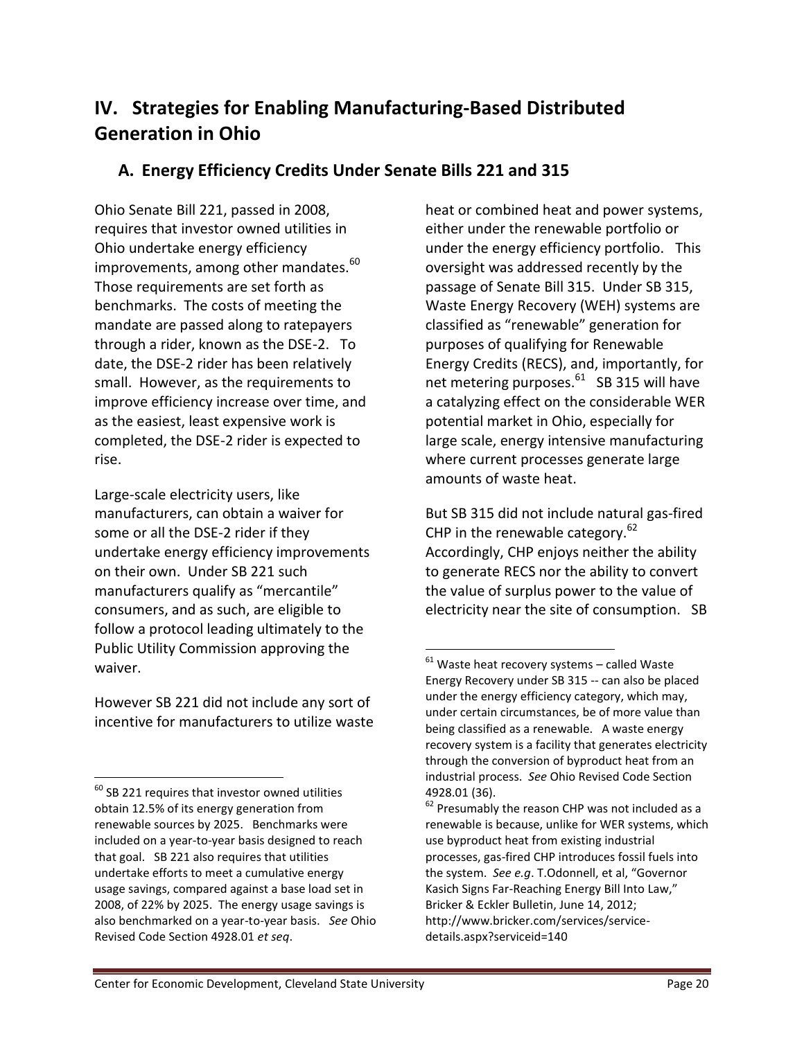# IV. Strategies for Enabling Manufacturing-Based Distributed Generation in Ohio

## A. Energy Efficiency Credits Under Senate Bills 221 and 315

Ohio Senate Bill 221, passed in 2008, requires that investor owned utilities in Ohio undertake energy efficiency improvements, among other mandates.[60] Those requirements are set forth as benchmarks. The costs of meeting the mandate are passed along to ratepayers through a rider, known as the DSE-2. To date, the DSE-2 rider has been relatively small. However, as the requirements to improve efficiency increase over time, and as the easiest, least expensive work is completed, the DSE-2 rider is expected to rise.

Large-scale electricity users, like manufacturers, can obtain a waiver for some or all the DSE-2 rider if they undertake energy efficiency improvements on their own. Under SB 221 such manufacturers qualify as "mercantile" consumers, and as such, are eligible to follow a protocol leading ultimately to the Public Utility Commission approving the waiver.

However SB 221 did not include any sort of incentive for manufacturers to utilize waste heat or combined heat and power systems, either under the renewable portfolio or under the energy efficiency portfolio. This oversight was addressed recently by the passage of Senate Bill 315. Under SB 315, Waste Energy Recovery (WEH) systems are classified as "renewable" generation for purposes of qualifying for Renewable Energy Credits (RECS), and, importantly, for net metering purposes.[61] SB 315 will have a catalyzing effect on the considerable WER potential market in Ohio, especially for large scale, energy intensive manufacturing where current processes generate large amounts of waste heat.

But SB 315 did not include natural gas-fired CHP in the renewable category.[62] Accordingly, CHP enjoys neither the ability to generate RECS nor the ability to convert the value of surplus power to the value of electricity near the site of consumption. SB

---

[60] SB 221 requires that investor owned utilities obtain 12.5% of its energy generation from renewable sources by 2025. Benchmarks were included on a year-to-year basis designed to reach that goal. SB 221 also requires that utilities undertake efforts to meet a cumulative energy usage savings, compared against a base load set in 2008, of 22% by 2025. The energy usage savings is also benchmarked on a year-to-year basis. *See* Ohio Revised Code Section 4928.01 *et seq*.

[61] Waste heat recovery systems – called Waste Energy Recovery under SB 315 -- can also be placed under the energy efficiency category, which may, under certain circumstances, be of more value than being classified as a renewable. A waste energy recovery system is a facility that generates electricity through the conversion of byproduct heat from an industrial process. *See* Ohio Revised Code Section 4928.01 (36).

[62] Presumably the reason CHP was not included as a renewable is because, unlike for WER systems, which use byproduct heat from existing industrial processes, gas-fired CHP introduces fossil fuels into the system. *See e.g*. T.Odonnell, et al, "Governor Kasich Signs Far-Reaching Energy Bill Into Law," Bricker & Eckler Bulletin, June 14, 2012; http://www.bricker.com/services/service-details.aspx?serviceid=140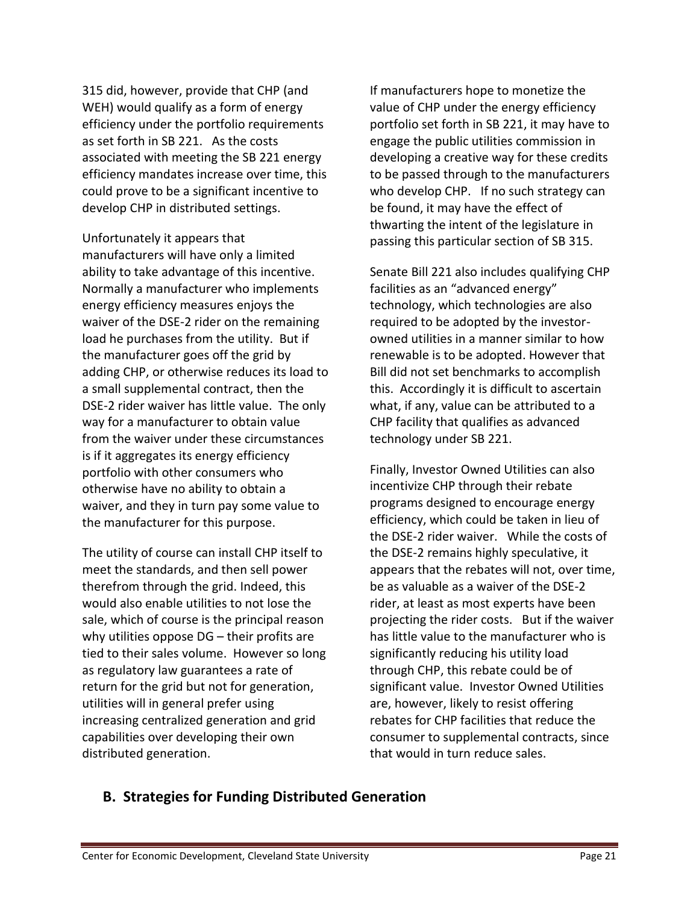315 did, however, provide that CHP (and WEH) would qualify as a form of energy efficiency under the portfolio requirements as set forth in SB 221. As the costs associated with meeting the SB 221 energy efficiency mandates increase over time, this could prove to be a significant incentive to develop CHP in distributed settings.

Unfortunately it appears that manufacturers will have only a limited ability to take advantage of this incentive. Normally a manufacturer who implements energy efficiency measures enjoys the waiver of the DSE-2 rider on the remaining load he purchases from the utility. But if the manufacturer goes off the grid by adding CHP, or otherwise reduces its load to a small supplemental contract, then the DSE-2 rider waiver has little value. The only way for a manufacturer to obtain value from the waiver under these circumstances is if it aggregates its energy efficiency portfolio with other consumers who otherwise have no ability to obtain a waiver, and they in turn pay some value to the manufacturer for this purpose.

The utility of course can install CHP itself to meet the standards, and then sell power therefrom through the grid. Indeed, this would also enable utilities to not lose the sale, which of course is the principal reason why utilities oppose DG – their profits are tied to their sales volume. However so long as regulatory law guarantees a rate of return for the grid but not for generation, utilities will in general prefer using increasing centralized generation and grid capabilities over developing their own distributed generation.

If manufacturers hope to monetize the value of CHP under the energy efficiency portfolio set forth in SB 221, it may have to engage the public utilities commission in developing a creative way for these credits to be passed through to the manufacturers who develop CHP. If no such strategy can be found, it may have the effect of thwarting the intent of the legislature in passing this particular section of SB 315.

Senate Bill 221 also includes qualifying CHP facilities as an "advanced energy" technology, which technologies are also required to be adopted by the investor-owned utilities in a manner similar to how renewable is to be adopted. However that Bill did not set benchmarks to accomplish this. Accordingly it is difficult to ascertain what, if any, value can be attributed to a CHP facility that qualifies as advanced technology under SB 221.

Finally, Investor Owned Utilities can also incentivize CHP through their rebate programs designed to encourage energy efficiency, which could be taken in lieu of the DSE-2 rider waiver. While the costs of the DSE-2 remains highly speculative, it appears that the rebates will not, over time, be as valuable as a waiver of the DSE-2 rider, at least as most experts have been projecting the rider costs. But if the waiver has little value to the manufacturer who is significantly reducing his utility load through CHP, this rebate could be of significant value. Investor Owned Utilities are, however, likely to resist offering rebates for CHP facilities that reduce the consumer to supplemental contracts, since that would in turn reduce sales.

## B. Strategies for Funding Distributed Generation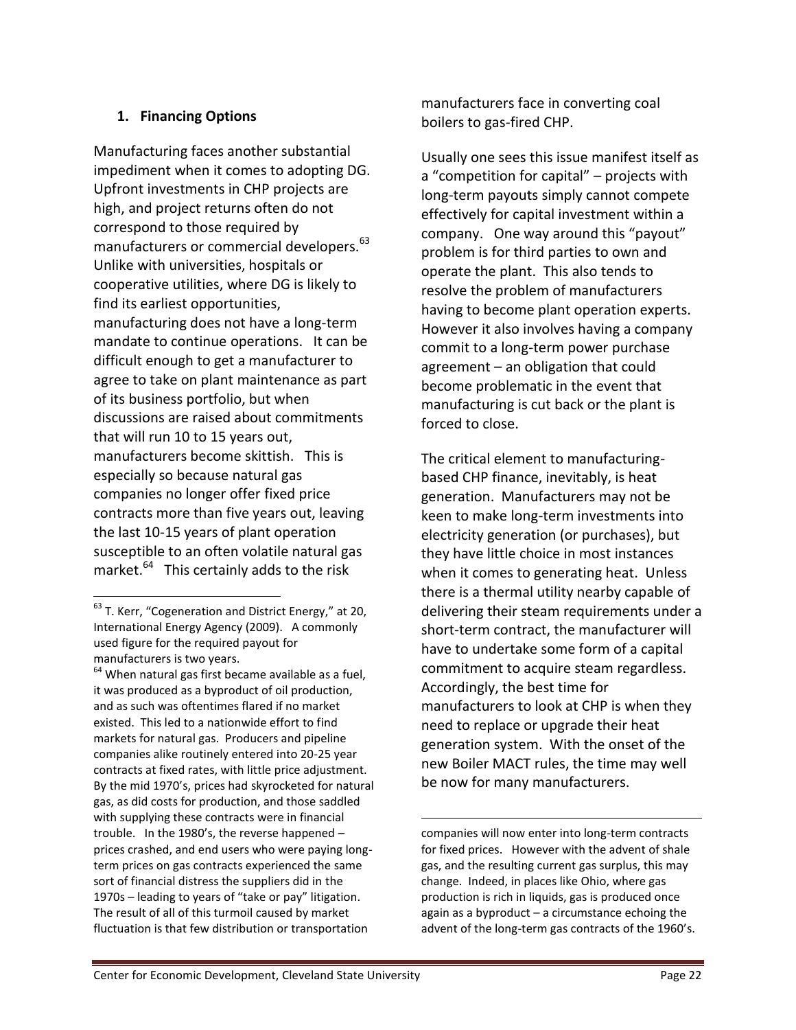## 1. Financing Options

Manufacturing faces another substantial impediment when it comes to adopting DG. Upfront investments in CHP projects are high, and project returns often do not correspond to those required by manufacturers or commercial developers.[63] Unlike with universities, hospitals or cooperative utilities, where DG is likely to find its earliest opportunities, manufacturing does not have a long-term mandate to continue operations. It can be difficult enough to get a manufacturer to agree to take on plant maintenance as part of its business portfolio, but when discussions are raised about commitments that will run 10 to 15 years out, manufacturers become skittish. This is especially so because natural gas companies no longer offer fixed price contracts more than five years out, leaving the last 10-15 years of plant operation susceptible to an often volatile natural gas market.[64] This certainly adds to the risk manufacturers face in converting coal boilers to gas-fired CHP.

Usually one sees this issue manifest itself as a "competition for capital" – projects with long-term payouts simply cannot compete effectively for capital investment within a company. One way around this "payout" problem is for third parties to own and operate the plant. This also tends to resolve the problem of manufacturers having to become plant operation experts. However it also involves having a company commit to a long-term power purchase agreement – an obligation that could become problematic in the event that manufacturing is cut back or the plant is forced to close.

The critical element to manufacturing-based CHP finance, inevitably, is heat generation. Manufacturers may not be keen to make long-term investments into electricity generation (or purchases), but they have little choice in most instances when it comes to generating heat. Unless there is a thermal utility nearby capable of delivering their steam requirements under a short-term contract, the manufacturer will have to undertake some form of a capital commitment to acquire steam regardless. Accordingly, the best time for manufacturers to look at CHP is when they need to replace or upgrade their heat generation system. With the onset of the new Boiler MACT rules, the time may well be now for many manufacturers.

---

[63] T. Kerr, "Cogeneration and District Energy," at 20, International Energy Agency (2009). A commonly used figure for the required payout for manufacturers is two years.

[64] When natural gas first became available as a fuel, it was produced as a byproduct of oil production, and as such was oftentimes flared if no market existed. This led to a nationwide effort to find markets for natural gas. Producers and pipeline companies alike routinely entered into 20-25 year contracts at fixed rates, with little price adjustment. By the mid 1970's, prices had skyrocketed for natural gas, as did costs for production, and those saddled with supplying these contracts were in financial trouble. In the 1980's, the reverse happened – prices crashed, and end users who were paying long-term prices on gas contracts experienced the same sort of financial distress the suppliers did in the 1970s – leading to years of "take or pay" litigation. The result of all of this turmoil caused by market fluctuation is that few distribution or transportation companies will now enter into long-term contracts for fixed prices. However with the advent of shale gas, and the resulting current gas surplus, this may change. Indeed, in places like Ohio, where gas production is rich in liquids, gas is produced once again as a byproduct – a circumstance echoing the advent of the long-term gas contracts of the 1960's.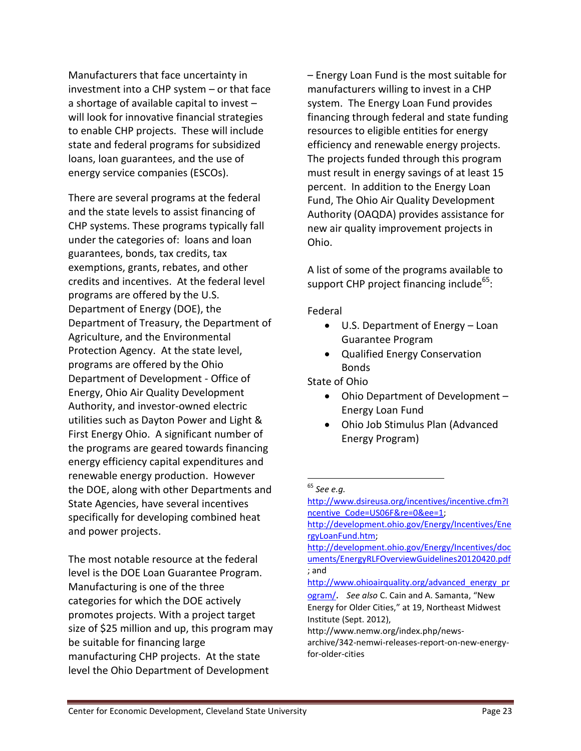Manufacturers that face uncertainty in investment into a CHP system – or that face a shortage of available capital to invest – will look for innovative financial strategies to enable CHP projects. These will include state and federal programs for subsidized loans, loan guarantees, and the use of energy service companies (ESCOs).

There are several programs at the federal and the state levels to assist financing of CHP systems. These programs typically fall under the categories of: loans and loan guarantees, bonds, tax credits, tax exemptions, grants, rebates, and other credits and incentives. At the federal level programs are offered by the U.S. Department of Energy (DOE), the Department of Treasury, the Department of Agriculture, and the Environmental Protection Agency. At the state level, programs are offered by the Ohio Department of Development - Office of Energy, Ohio Air Quality Development Authority, and investor-owned electric utilities such as Dayton Power and Light & First Energy Ohio. A significant number of the programs are geared towards financing energy efficiency capital expenditures and renewable energy production. However the DOE, along with other Departments and State Agencies, have several incentives specifically for developing combined heat and power projects.

The most notable resource at the federal level is the DOE Loan Guarantee Program. Manufacturing is one of the three categories for which the DOE actively promotes projects. With a project target size of $25 million and up, this program may be suitable for financing large manufacturing CHP projects. At the state level the Ohio Department of Development – Energy Loan Fund is the most suitable for manufacturers willing to invest in a CHP system. The Energy Loan Fund provides financing through federal and state funding resources to eligible entities for energy efficiency and renewable energy projects. The projects funded through this program must result in energy savings of at least 15 percent. In addition to the Energy Loan Fund, The Ohio Air Quality Development Authority (OAQDA) provides assistance for new air quality improvement projects in Ohio.

A list of some of the programs available to support CHP project financing include[65]:

Federal

- U.S. Department of Energy – Loan Guarantee Program
- Qualified Energy Conservation Bonds

State of Ohio

- Ohio Department of Development – Energy Loan Fund
- Ohio Job Stimulus Plan (Advanced Energy Program)

---

[65] *See e.g.* http://www.dsireusa.org/incentives/incentive.cfm?Incentive_Code=US06F&re=0&ee=1; http://development.ohio.gov/Energy/Incentives/EnergyLoanFund.htm; http://development.ohio.gov/Energy/Incentives/documents/EnergyRLFOverviewGuidelines20120420.pdf; and http://www.ohioairquality.org/advanced_energy_program/. *See also* C. Cain and A. Samanta, "New Energy for Older Cities," at 19, Northeast Midwest Institute (Sept. 2012), http://www.nemw.org/index.php/news-archive/342-nemwi-releases-report-on-new-energy-for-older-cities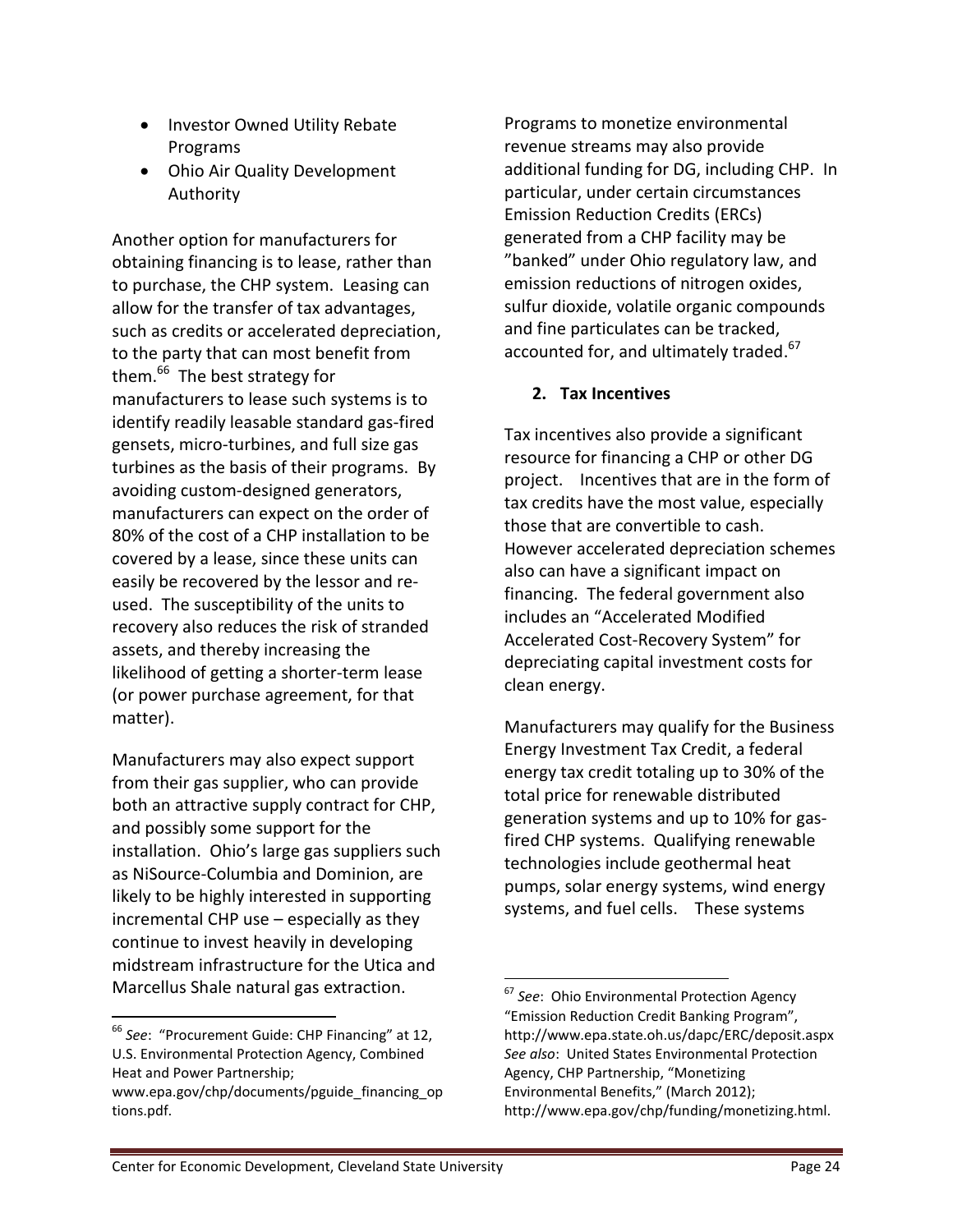- Investor Owned Utility Rebate Programs
- Ohio Air Quality Development Authority

Another option for manufacturers for obtaining financing is to lease, rather than to purchase, the CHP system. Leasing can allow for the transfer of tax advantages, such as credits or accelerated depreciation, to the party that can most benefit from them.[66] The best strategy for manufacturers to lease such systems is to identify readily leasable standard gas-fired gensets, micro-turbines, and full size gas turbines as the basis of their programs. By avoiding custom-designed generators, manufacturers can expect on the order of 80% of the cost of a CHP installation to be covered by a lease, since these units can easily be recovered by the lessor and re-used. The susceptibility of the units to recovery also reduces the risk of stranded assets, and thereby increasing the likelihood of getting a shorter-term lease (or power purchase agreement, for that matter).

Manufacturers may also expect support from their gas supplier, who can provide both an attractive supply contract for CHP, and possibly some support for the installation. Ohio's large gas suppliers such as NiSource-Columbia and Dominion, are likely to be highly interested in supporting incremental CHP use – especially as they continue to invest heavily in developing midstream infrastructure for the Utica and Marcellus Shale natural gas extraction.

Programs to monetize environmental revenue streams may also provide additional funding for DG, including CHP. In particular, under certain circumstances Emission Reduction Credits (ERCs) generated from a CHP facility may be "banked" under Ohio regulatory law, and emission reductions of nitrogen oxides, sulfur dioxide, volatile organic compounds and fine particulates can be tracked, accounted for, and ultimately traded.[67]

### 2. Tax Incentives

Tax incentives also provide a significant resource for financing a CHP or other DG project. Incentives that are in the form of tax credits have the most value, especially those that are convertible to cash. However accelerated depreciation schemes also can have a significant impact on financing. The federal government also includes an "Accelerated Modified Accelerated Cost-Recovery System" for depreciating capital investment costs for clean energy.

Manufacturers may qualify for the Business Energy Investment Tax Credit, a federal energy tax credit totaling up to 30% of the total price for renewable distributed generation systems and up to 10% for gas-fired CHP systems. Qualifying renewable technologies include geothermal heat pumps, solar energy systems, wind energy systems, and fuel cells. These systems

---

[66] *See*: "Procurement Guide: CHP Financing" at 12, U.S. Environmental Protection Agency, Combined Heat and Power Partnership; www.epa.gov/chp/documents/pguide_financing_options.pdf.

[67] *See*: Ohio Environmental Protection Agency "Emission Reduction Credit Banking Program", http://www.epa.state.oh.us/dapc/ERC/deposit.aspx *See also*: United States Environmental Protection Agency, CHP Partnership, "Monetizing Environmental Benefits," (March 2012); http://www.epa.gov/chp/funding/monetizing.html.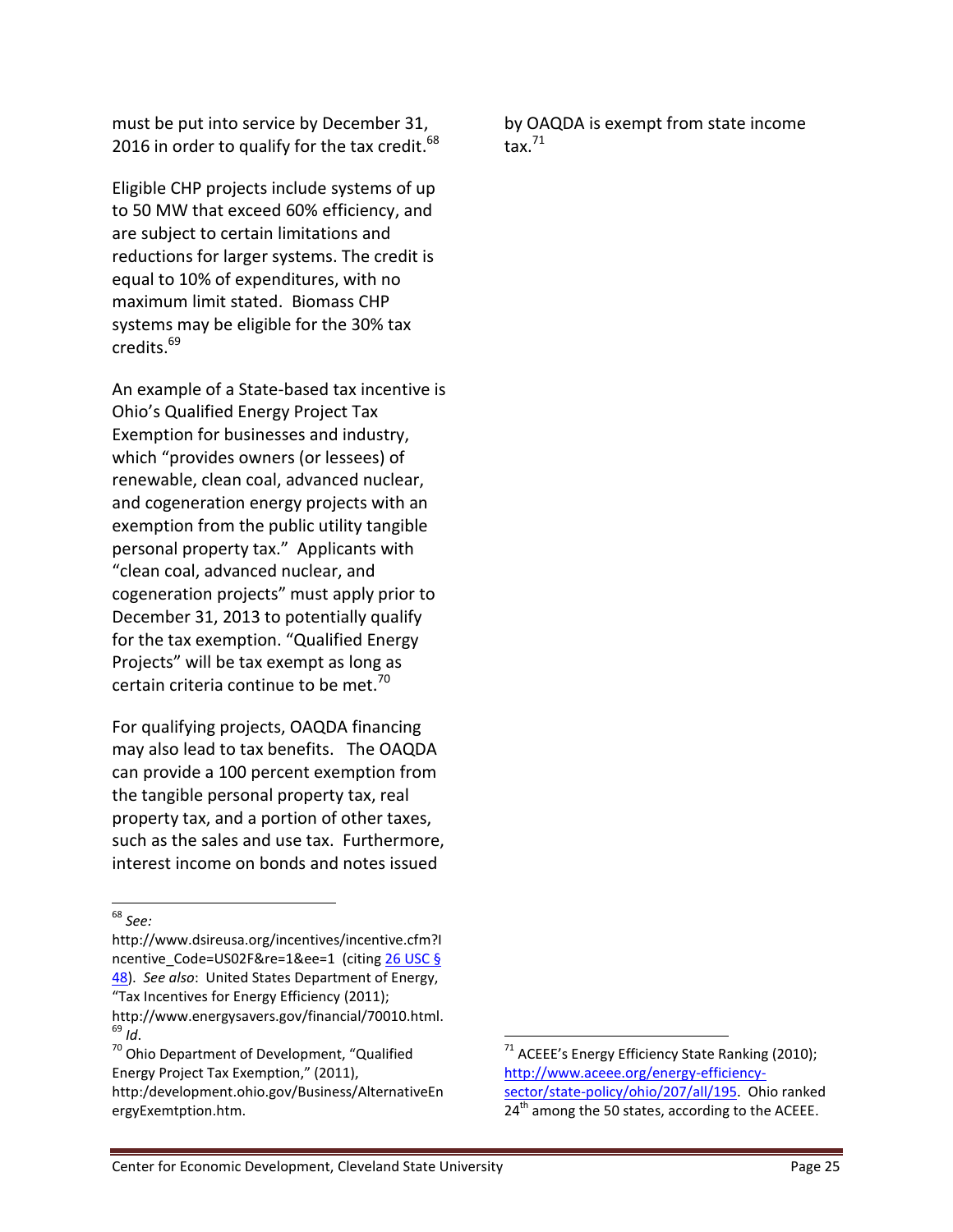must be put into service by December 31, 2016 in order to qualify for the tax credit.[68]

Eligible CHP projects include systems of up to 50 MW that exceed 60% efficiency, and are subject to certain limitations and reductions for larger systems. The credit is equal to 10% of expenditures, with no maximum limit stated. Biomass CHP systems may be eligible for the 30% tax credits.[69]

An example of a State-based tax incentive is Ohio's Qualified Energy Project Tax Exemption for businesses and industry, which "provides owners (or lessees) of renewable, clean coal, advanced nuclear, and cogeneration energy projects with an exemption from the public utility tangible personal property tax." Applicants with "clean coal, advanced nuclear, and cogeneration projects" must apply prior to December 31, 2013 to potentially qualify for the tax exemption. "Qualified Energy Projects" will be tax exempt as long as certain criteria continue to be met.[70]

For qualifying projects, OAQDA financing may also lead to tax benefits. The OAQDA can provide a 100 percent exemption from the tangible personal property tax, real property tax, and a portion of other taxes, such as the sales and use tax. Furthermore, interest income on bonds and notes issued by OAQDA is exempt from state income tax.[71]

---

[68] *See:* http://www.dsireusa.org/incentives/incentive.cfm?Incentive_Code=US02F&re=1&ee=1 (citing 26 USC § 48). *See also*: United States Department of Energy, "Tax Incentives for Energy Efficiency (2011); http://www.energysavers.gov/financial/70010.html.

[69] *Id*.

[70] Ohio Department of Development, "Qualified Energy Project Tax Exemption," (2011), http:/development.ohio.gov/Business/AlternativeEnergyExemtption.htm.

[71] ACEEE's Energy Efficiency State Ranking (2010); http://www.aceee.org/energy-efficiency-sector/state-policy/ohio/207/all/195. Ohio ranked 24th among the 50 states, according to the ACEEE.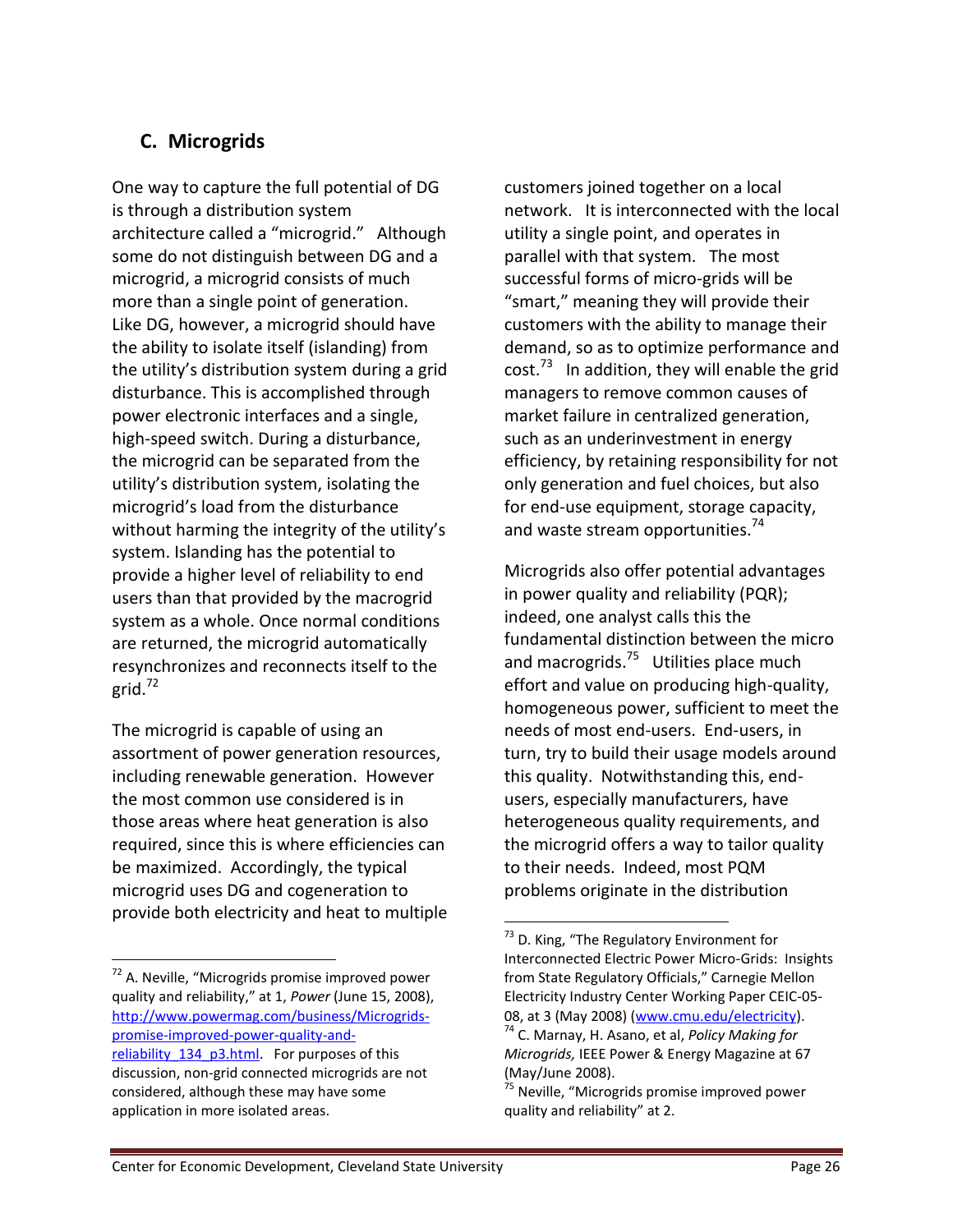## C. Microgrids

One way to capture the full potential of DG is through a distribution system architecture called a "microgrid." Although some do not distinguish between DG and a microgrid, a microgrid consists of much more than a single point of generation. Like DG, however, a microgrid should have the ability to isolate itself (islanding) from the utility's distribution system during a grid disturbance. This is accomplished through power electronic interfaces and a single, high-speed switch. During a disturbance, the microgrid can be separated from the utility's distribution system, isolating the microgrid's load from the disturbance without harming the integrity of the utility's system. Islanding has the potential to provide a higher level of reliability to end users than that provided by the macrogrid system as a whole. Once normal conditions are returned, the microgrid automatically resynchronizes and reconnects itself to the grid.[72]

The microgrid is capable of using an assortment of power generation resources, including renewable generation. However the most common use considered is in those areas where heat generation is also required, since this is where efficiencies can be maximized. Accordingly, the typical microgrid uses DG and cogeneration to provide both electricity and heat to multiple customers joined together on a local network. It is interconnected with the local utility a single point, and operates in parallel with that system. The most successful forms of micro-grids will be "smart," meaning they will provide their customers with the ability to manage their demand, so as to optimize performance and cost.[73] In addition, they will enable the grid managers to remove common causes of market failure in centralized generation, such as an underinvestment in energy efficiency, by retaining responsibility for not only generation and fuel choices, but also for end-use equipment, storage capacity, and waste stream opportunities.[74]

Microgrids also offer potential advantages in power quality and reliability (PQR); indeed, one analyst calls this the fundamental distinction between the micro and macrogrids.[75] Utilities place much effort and value on producing high-quality, homogeneous power, sufficient to meet the needs of most end-users. End-users, in turn, try to build their usage models around this quality. Notwithstanding this, end-users, especially manufacturers, have heterogeneous quality requirements, and the microgrid offers a way to tailor quality to their needs. Indeed, most PQM problems originate in the distribution

---

[72] A. Neville, "Microgrids promise improved power quality and reliability," at 1, *Power* (June 15, 2008), http://www.powermag.com/business/Microgrids-promise-improved-power-quality-and-reliability_134_p3.html. For purposes of this discussion, non-grid connected microgrids are not considered, although these may have some application in more isolated areas.

[73] D. King, "The Regulatory Environment for Interconnected Electric Power Micro-Grids: Insights from State Regulatory Officials," Carnegie Mellon Electricity Industry Center Working Paper CEIC-05-08, at 3 (May 2008) (www.cmu.edu/electricity).

[74] C. Marnay, H. Asano, et al, *Policy Making for Microgrids,* IEEE Power & Energy Magazine at 67 (May/June 2008).

[75] Neville, "Microgrids promise improved power quality and reliability" at 2.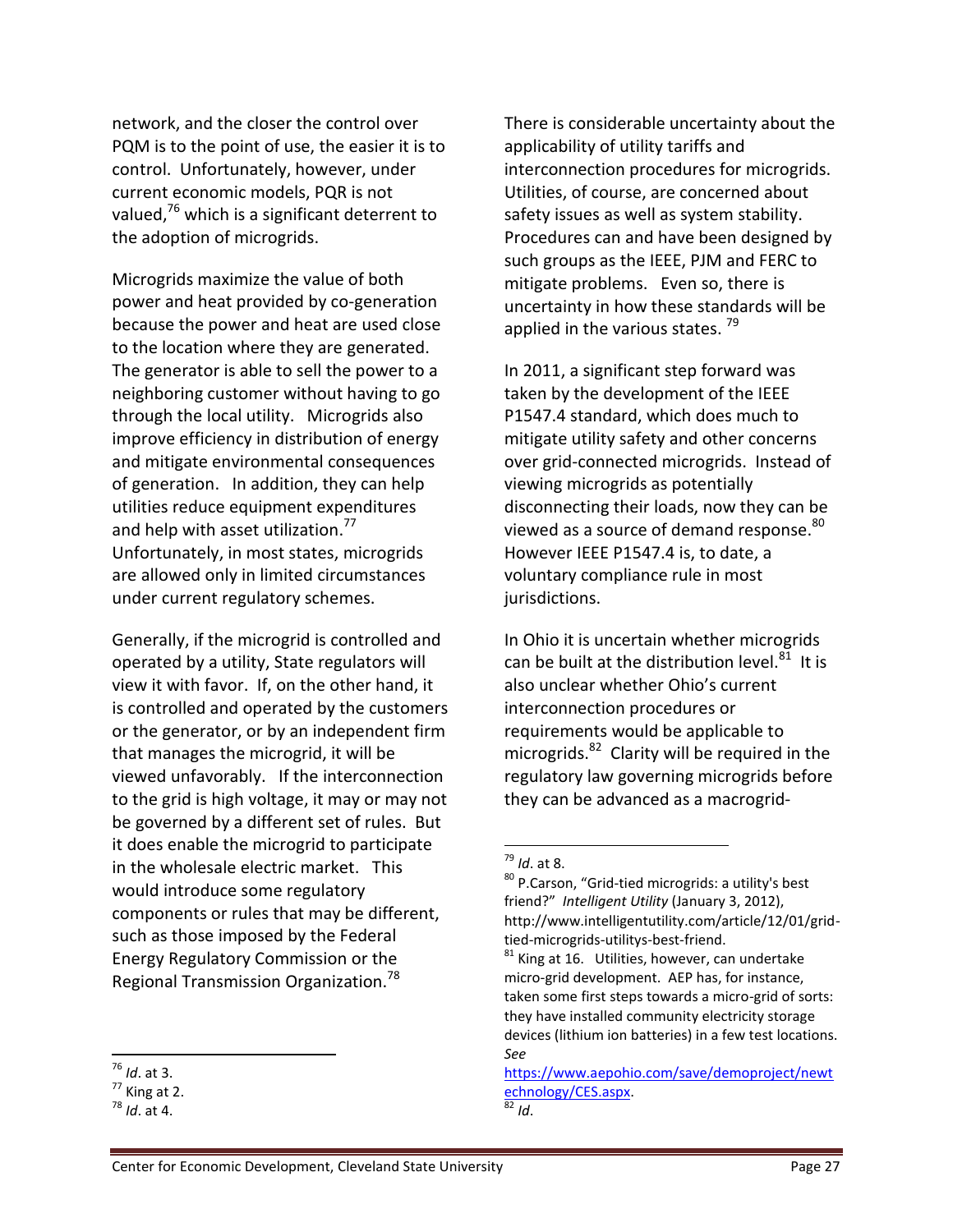network, and the closer the control over PQM is to the point of use, the easier it is to control. Unfortunately, however, under current economic models, PQR is not valued,[76] which is a significant deterrent to the adoption of microgrids.

Microgrids maximize the value of both power and heat provided by co-generation because the power and heat are used close to the location where they are generated. The generator is able to sell the power to a neighboring customer without having to go through the local utility. Microgrids also improve efficiency in distribution of energy and mitigate environmental consequences of generation. In addition, they can help utilities reduce equipment expenditures and help with asset utilization.[77] Unfortunately, in most states, microgrids are allowed only in limited circumstances under current regulatory schemes.

Generally, if the microgrid is controlled and operated by a utility, State regulators will view it with favor. If, on the other hand, it is controlled and operated by the customers or the generator, or by an independent firm that manages the microgrid, it will be viewed unfavorably. If the interconnection to the grid is high voltage, it may or may not be governed by a different set of rules. But it does enable the microgrid to participate in the wholesale electric market. This would introduce some regulatory components or rules that may be different, such as those imposed by the Federal Energy Regulatory Commission or the Regional Transmission Organization.[78]

There is considerable uncertainty about the applicability of utility tariffs and interconnection procedures for microgrids. Utilities, of course, are concerned about safety issues as well as system stability. Procedures can and have been designed by such groups as the IEEE, PJM and FERC to mitigate problems. Even so, there is uncertainty in how these standards will be applied in the various states.[79]

In 2011, a significant step forward was taken by the development of the IEEE P1547.4 standard, which does much to mitigate utility safety and other concerns over grid-connected microgrids. Instead of viewing microgrids as potentially disconnecting their loads, now they can be viewed as a source of demand response.[80] However IEEE P1547.4 is, to date, a voluntary compliance rule in most jurisdictions.

In Ohio it is uncertain whether microgrids can be built at the distribution level.[81] It is also unclear whether Ohio's current interconnection procedures or requirements would be applicable to microgrids.[82] Clarity will be required in the regulatory law governing microgrids before they can be advanced as a macrogrid-

---

[76] *Id*. at 3.

[77] King at 2.

[78] *Id*. at 4.

[79] *Id*. at 8.

[80] P.Carson, "Grid-tied microgrids: a utility's best friend?" *Intelligent Utility* (January 3, 2012), http://www.intelligentutility.com/article/12/01/grid-tied-microgrids-utilitys-best-friend.

[81] King at 16. Utilities, however, can undertake micro-grid development. AEP has, for instance, taken some first steps towards a micro-grid of sorts: they have installed community electricity storage devices (lithium ion batteries) in a few test locations. *See* https://www.aepohio.com/save/demoproject/newtechnology/CES.aspx.

[82] *Id*.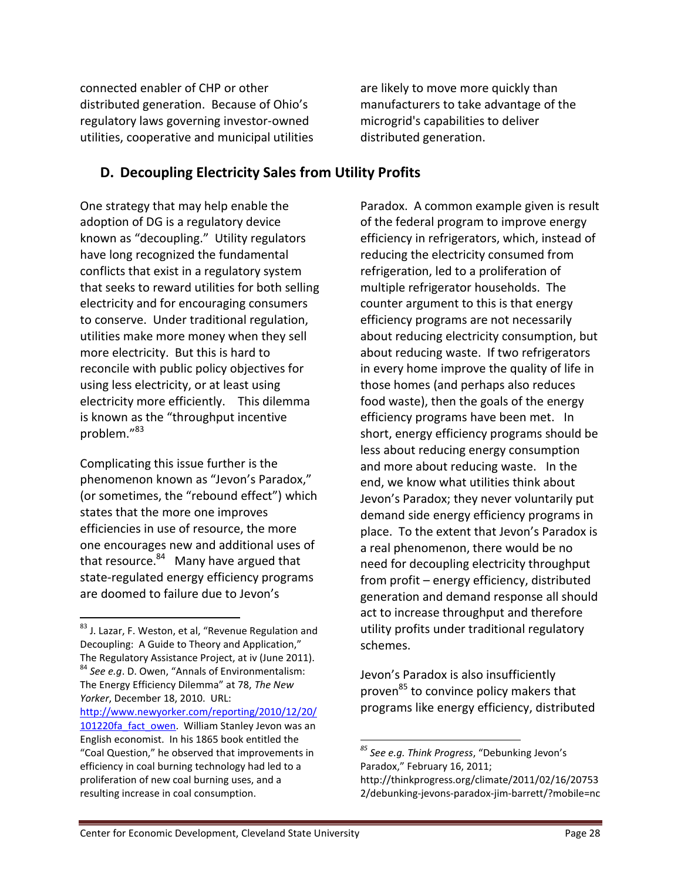connected enabler of CHP or other distributed generation. Because of Ohio's regulatory laws governing investor-owned utilities, cooperative and municipal utilities are likely to move more quickly than manufacturers to take advantage of the microgrid's capabilities to deliver distributed generation.

## D. Decoupling Electricity Sales from Utility Profits

One strategy that may help enable the adoption of DG is a regulatory device known as "decoupling." Utility regulators have long recognized the fundamental conflicts that exist in a regulatory system that seeks to reward utilities for both selling electricity and for encouraging consumers to conserve. Under traditional regulation, utilities make more money when they sell more electricity. But this is hard to reconcile with public policy objectives for using less electricity, or at least using electricity more efficiently. This dilemma is known as the "throughput incentive problem."[83]

Complicating this issue further is the phenomenon known as "Jevon's Paradox," (or sometimes, the "rebound effect") which states that the more one improves efficiencies in use of resource, the more one encourages new and additional uses of that resource.[84] Many have argued that state-regulated energy efficiency programs are doomed to failure due to Jevon's Paradox. A common example given is result of the federal program to improve energy efficiency in refrigerators, which, instead of reducing the electricity consumed from refrigeration, led to a proliferation of multiple refrigerator households. The counter argument to this is that energy efficiency programs are not necessarily about reducing electricity consumption, but about reducing waste. If two refrigerators in every home improve the quality of life in those homes (and perhaps also reduces food waste), then the goals of the energy efficiency programs have been met. In short, energy efficiency programs should be less about reducing energy consumption and more about reducing waste. In the end, we know what utilities think about Jevon's Paradox; they never voluntarily put demand side energy efficiency programs in place. To the extent that Jevon's Paradox is a real phenomenon, there would be no need for decoupling electricity throughput from profit – energy efficiency, distributed generation and demand response all should act to increase throughput and therefore utility profits under traditional regulatory schemes.

Jevon's Paradox is also insufficiently proven[85] to convince policy makers that programs like energy efficiency, distributed

---

[83] J. Lazar, F. Weston, et al, "Revenue Regulation and Decoupling: A Guide to Theory and Application," The Regulatory Assistance Project, at iv (June 2011).

[84] *See e.g*. D. Owen, "Annals of Environmentalism: The Energy Efficiency Dilemma" at 78, *The New Yorker*, December 18, 2010. URL: http://www.newyorker.com/reporting/2010/12/20/101220fa_fact_owen. William Stanley Jevon was an English economist. In his 1865 book entitled the "Coal Question," he observed that improvements in efficiency in coal burning technology had led to a proliferation of new coal burning uses, and a resulting increase in coal consumption.

[85] *See e.g. Think Progress*, "Debunking Jevon's Paradox," February 16, 2011; http://thinkprogress.org/climate/2011/02/16/207532/debunking-jevons-paradox-jim-barrett/?mobile=nc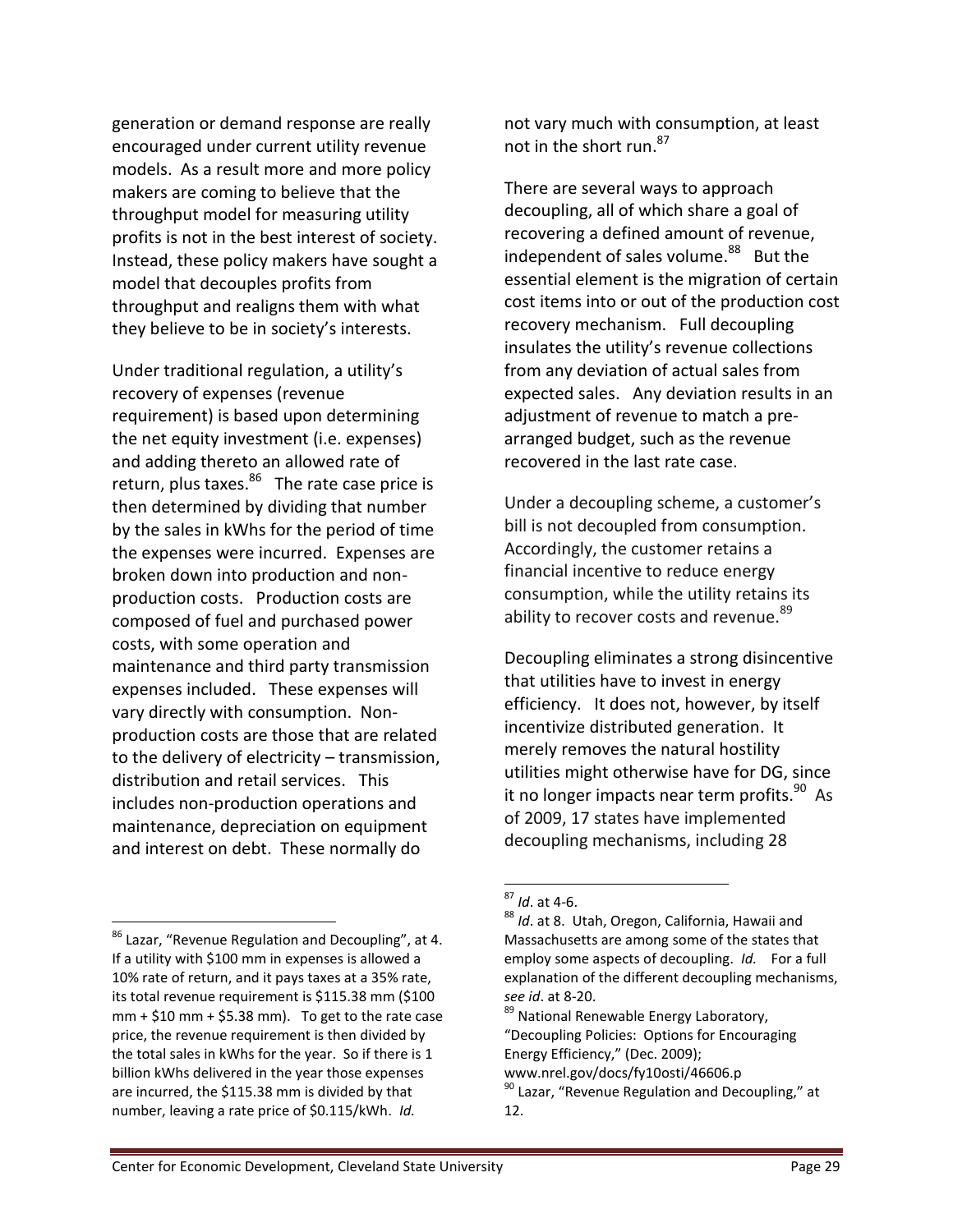generation or demand response are really encouraged under current utility revenue models. As a result more and more policy makers are coming to believe that the throughput model for measuring utility profits is not in the best interest of society. Instead, these policy makers have sought a model that decouples profits from throughput and realigns them with what they believe to be in society's interests.

Under traditional regulation, a utility's recovery of expenses (revenue requirement) is based upon determining the net equity investment (i.e. expenses) and adding thereto an allowed rate of return, plus taxes.[86] The rate case price is then determined by dividing that number by the sales in kWhs for the period of time the expenses were incurred. Expenses are broken down into production and non-production costs. Production costs are composed of fuel and purchased power costs, with some operation and maintenance and third party transmission expenses included. These expenses will vary directly with consumption. Non-production costs are those that are related to the delivery of electricity – transmission, distribution and retail services. This includes non-production operations and maintenance, depreciation on equipment and interest on debt. These normally do not vary much with consumption, at least not in the short run.[87]

There are several ways to approach decoupling, all of which share a goal of recovering a defined amount of revenue, independent of sales volume.[88] But the essential element is the migration of certain cost items into or out of the production cost recovery mechanism. Full decoupling insulates the utility's revenue collections from any deviation of actual sales from expected sales. Any deviation results in an adjustment of revenue to match a pre-arranged budget, such as the revenue recovered in the last rate case.

Under a decoupling scheme, a customer's bill is not decoupled from consumption. Accordingly, the customer retains a financial incentive to reduce energy consumption, while the utility retains its ability to recover costs and revenue.[89]

Decoupling eliminates a strong disincentive that utilities have to invest in energy efficiency. It does not, however, by itself incentivize distributed generation. It merely removes the natural hostility utilities might otherwise have for DG, since it no longer impacts near term profits.[90] As of 2009, 17 states have implemented decoupling mechanisms, including 28

---

[86] Lazar, "Revenue Regulation and Decoupling", at 4. If a utility with $100 mm in expenses is allowed a 10% rate of return, and it pays taxes at a 35% rate, its total revenue requirement is $115.38 mm ($100 mm + $10 mm + $5.38 mm). To get to the rate case price, the revenue requirement is then divided by the total sales in kWhs for the year. So if there is 1 billion kWhs delivered in the year those expenses are incurred, the $115.38 mm is divided by that number, leaving a rate price of $0.115/kWh. *Id.*

[87] *Id*. at 4-6.

[88] *Id*. at 8. Utah, Oregon, California, Hawaii and Massachusetts are among some of the states that employ some aspects of decoupling. *Id.* For a full explanation of the different decoupling mechanisms, *see id*. at 8-20.

[89] National Renewable Energy Laboratory, "Decoupling Policies: Options for Encouraging Energy Efficiency," (Dec. 2009); www.nrel.gov/docs/fy10osti/46606.p

[90] Lazar, "Revenue Regulation and Decoupling," at 12.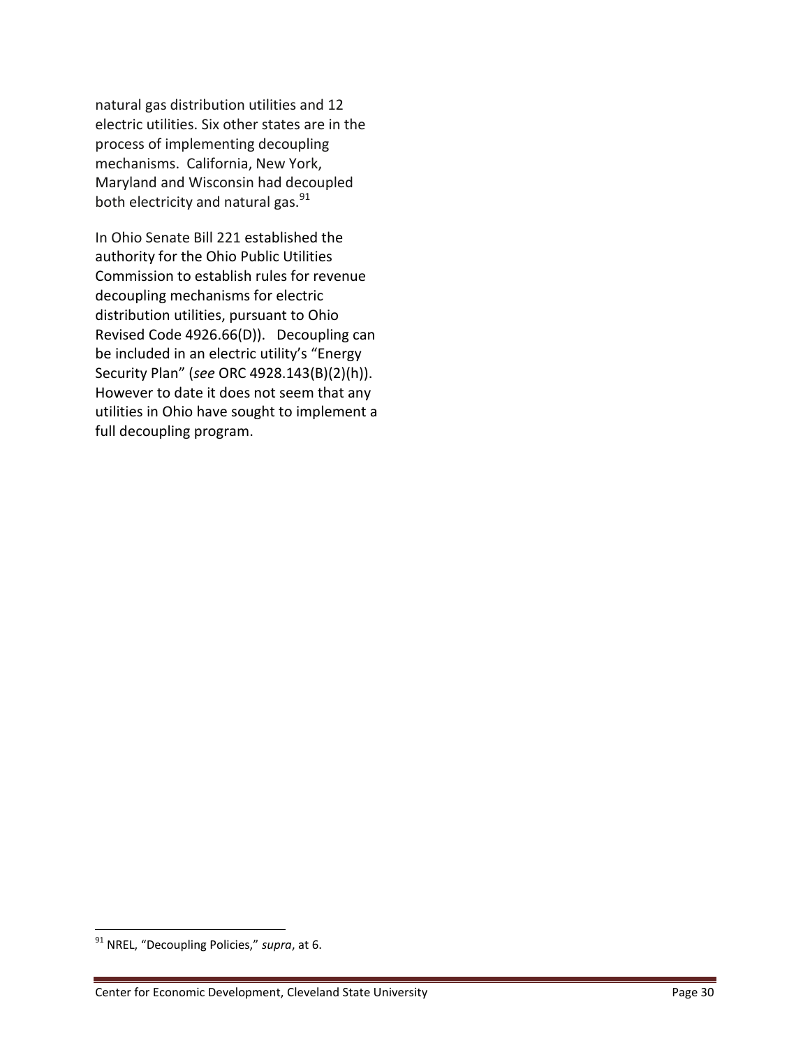natural gas distribution utilities and 12 electric utilities. Six other states are in the process of implementing decoupling mechanisms. California, New York, Maryland and Wisconsin had decoupled both electricity and natural gas.[91]

In Ohio Senate Bill 221 established the authority for the Ohio Public Utilities Commission to establish rules for revenue decoupling mechanisms for electric distribution utilities, pursuant to Ohio Revised Code 4926.66(D)). Decoupling can be included in an electric utility's "Energy Security Plan" (*see* ORC 4928.143(B)(2)(h)). However to date it does not seem that any utilities in Ohio have sought to implement a full decoupling program.

[91] NREL, "Decoupling Policies," *supra*, at 6.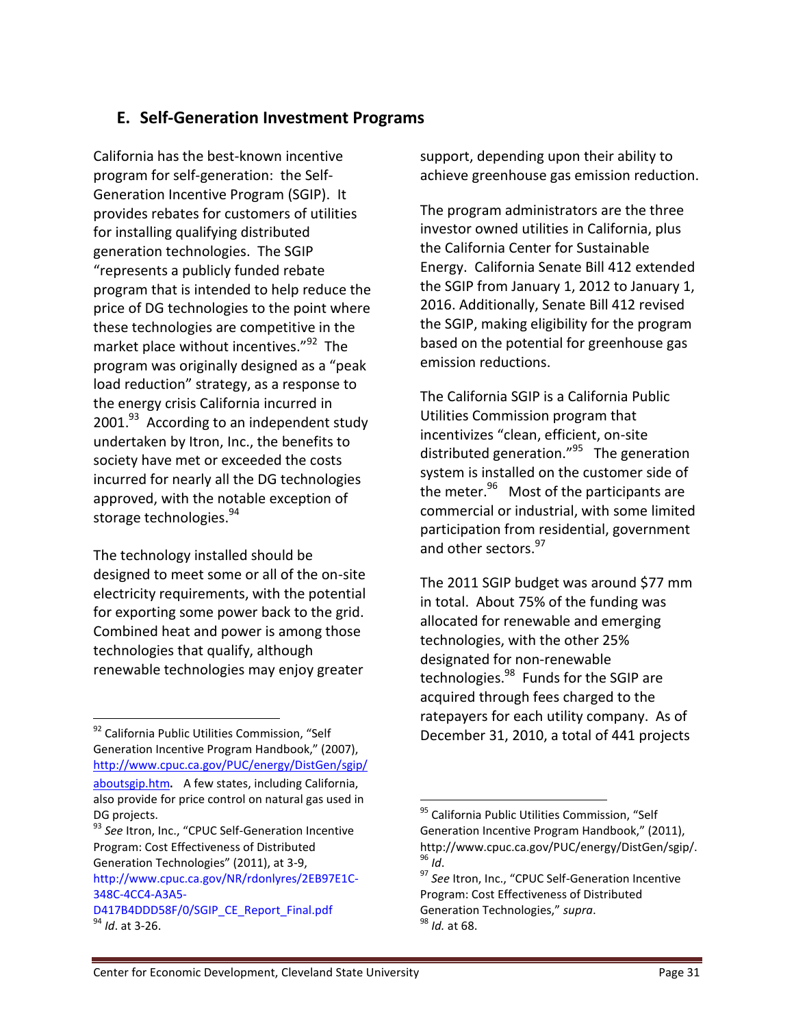## E. Self-Generation Investment Programs

California has the best-known incentive program for self-generation: the Self-Generation Incentive Program (SGIP). It provides rebates for customers of utilities for installing qualifying distributed generation technologies. The SGIP "represents a publicly funded rebate program that is intended to help reduce the price of DG technologies to the point where these technologies are competitive in the market place without incentives."[92] The program was originally designed as a "peak load reduction" strategy, as a response to the energy crisis California incurred in 2001.[93] According to an independent study undertaken by Itron, Inc., the benefits to society have met or exceeded the costs incurred for nearly all the DG technologies approved, with the notable exception of storage technologies.[94]

The technology installed should be designed to meet some or all of the on-site electricity requirements, with the potential for exporting some power back to the grid. Combined heat and power is among those technologies that qualify, although renewable technologies may enjoy greater support, depending upon their ability to achieve greenhouse gas emission reduction.

The program administrators are the three investor owned utilities in California, plus the California Center for Sustainable Energy. California Senate Bill 412 extended the SGIP from January 1, 2012 to January 1, 2016. Additionally, Senate Bill 412 revised the SGIP, making eligibility for the program based on the potential for greenhouse gas emission reductions.

The California SGIP is a California Public Utilities Commission program that incentivizes "clean, efficient, on-site distributed generation."[95] The generation system is installed on the customer side of the meter.[96] Most of the participants are commercial or industrial, with some limited participation from residential, government and other sectors.[97]

The 2011 SGIP budget was around $77 mm in total. About 75% of the funding was allocated for renewable and emerging technologies, with the other 25% designated for non-renewable technologies.[98] Funds for the SGIP are acquired through fees charged to the ratepayers for each utility company. As of December 31, 2010, a total of 441 projects

---

[92] California Public Utilities Commission, "Self Generation Incentive Program Handbook," (2007), http://www.cpuc.ca.gov/PUC/energy/DistGen/sgip/aboutsgip.htm. A few states, including California, also provide for price control on natural gas used in DG projects.

[93] *See* Itron, Inc., "CPUC Self-Generation Incentive Program: Cost Effectiveness of Distributed Generation Technologies" (2011), at 3-9, http://www.cpuc.ca.gov/NR/rdonlyres/2EB97E1C-348C-4CC4-A3A5-D417B4DDD58F/0/SGIP_CE_Report_Final.pdf

[94] *Id*. at 3-26.

[95] California Public Utilities Commission, "Self Generation Incentive Program Handbook," (2011), http://www.cpuc.ca.gov/PUC/energy/DistGen/sgip/.

[96] *Id*.

[97] *See* Itron, Inc., "CPUC Self-Generation Incentive Program: Cost Effectiveness of Distributed Generation Technologies," *supra*.

[98] *Id.* at 68.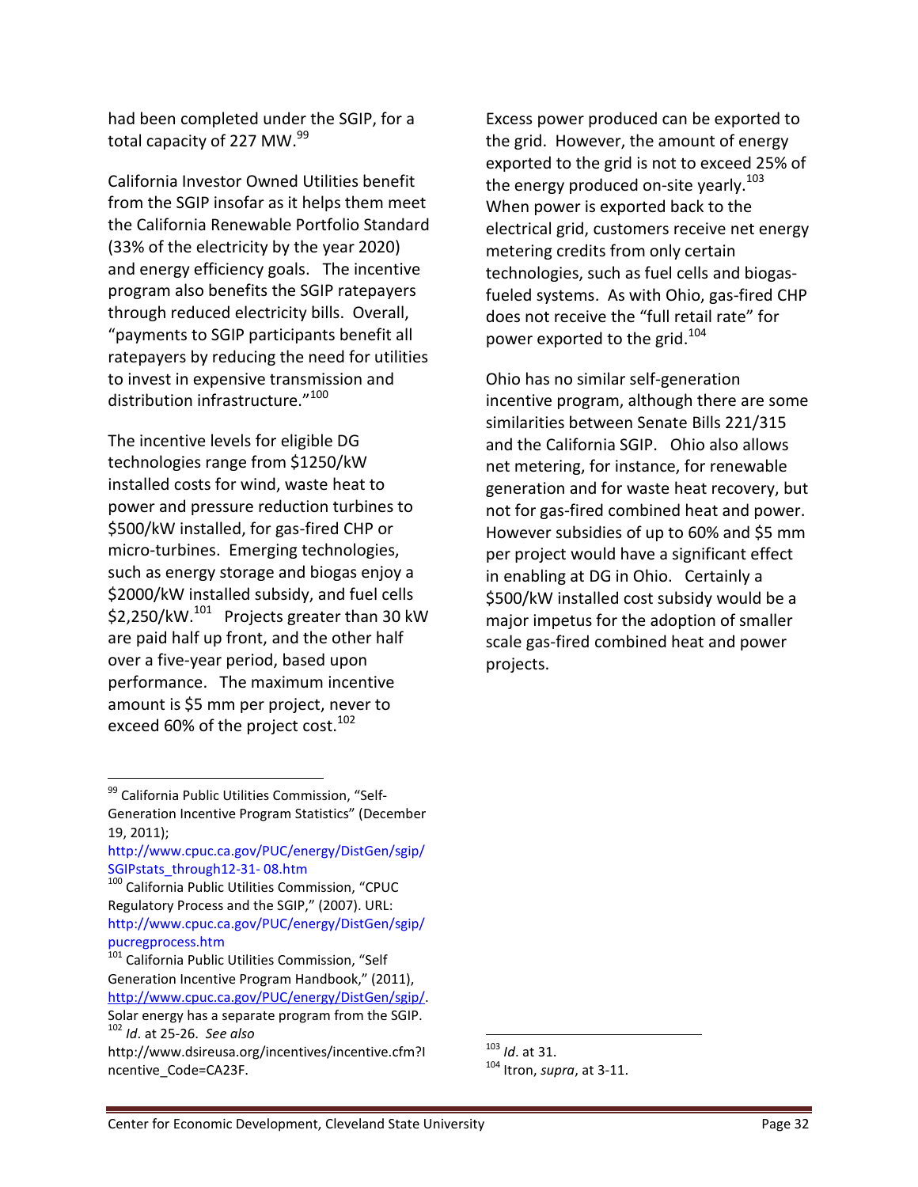had been completed under the SGIP, for a total capacity of 227 MW.[99]

California Investor Owned Utilities benefit from the SGIP insofar as it helps them meet the California Renewable Portfolio Standard (33% of the electricity by the year 2020) and energy efficiency goals. The incentive program also benefits the SGIP ratepayers through reduced electricity bills. Overall, "payments to SGIP participants benefit all ratepayers by reducing the need for utilities to invest in expensive transmission and distribution infrastructure."[100]

The incentive levels for eligible DG technologies range from $1250/kW installed costs for wind, waste heat to power and pressure reduction turbines to $500/kW installed, for gas-fired CHP or micro-turbines. Emerging technologies, such as energy storage and biogas enjoy a $2000/kW installed subsidy, and fuel cells $2,250/kW.[101] Projects greater than 30 kW are paid half up front, and the other half over a five-year period, based upon performance. The maximum incentive amount is $5 mm per project, never to exceed 60% of the project cost.[102]

Excess power produced can be exported to the grid. However, the amount of energy exported to the grid is not to exceed 25% of the energy produced on-site yearly.[103] When power is exported back to the electrical grid, customers receive net energy metering credits from only certain technologies, such as fuel cells and biogas-fueled systems. As with Ohio, gas-fired CHP does not receive the "full retail rate" for power exported to the grid.[104]

Ohio has no similar self-generation incentive program, although there are some similarities between Senate Bills 221/315 and the California SGIP. Ohio also allows net metering, for instance, for renewable generation and for waste heat recovery, but not for gas-fired combined heat and power. However subsidies of up to 60% and $5 mm per project would have a significant effect in enabling at DG in Ohio. Certainly a $500/kW installed cost subsidy would be a major impetus for the adoption of smaller scale gas-fired combined heat and power projects.

---

[99] California Public Utilities Commission, "Self-Generation Incentive Program Statistics" (December 19, 2011); http://www.cpuc.ca.gov/PUC/energy/DistGen/sgip/SGIPstats_through12-31- 08.htm

[100] California Public Utilities Commission, "CPUC Regulatory Process and the SGIP," (2007). URL: http://www.cpuc.ca.gov/PUC/energy/DistGen/sgip/pucregprocess.htm

[101] California Public Utilities Commission, "Self Generation Incentive Program Handbook," (2011), http://www.cpuc.ca.gov/PUC/energy/DistGen/sgip/. Solar energy has a separate program from the SGIP.

[102] *Id*. at 25-26. *See also* http://www.dsireusa.org/incentives/incentive.cfm?Incentive_Code=CA23F.

[103] *Id*. at 31.

[104] Itron, *supra*, at 3-11.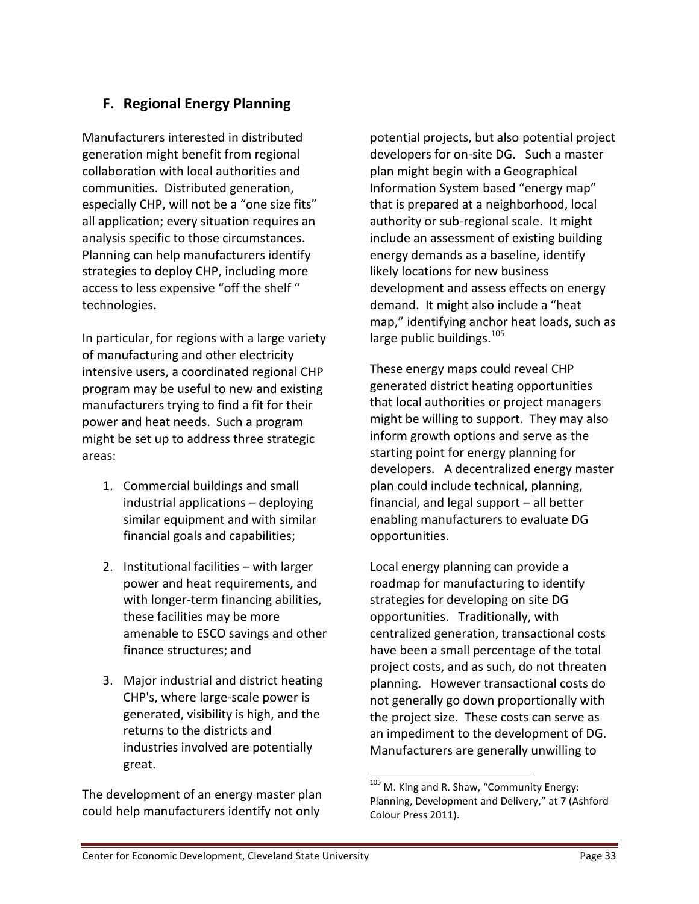## F. Regional Energy Planning

Manufacturers interested in distributed generation might benefit from regional collaboration with local authorities and communities. Distributed generation, especially CHP, will not be a "one size fits" all application; every situation requires an analysis specific to those circumstances. Planning can help manufacturers identify strategies to deploy CHP, including more access to less expensive "off the shelf " technologies.

In particular, for regions with a large variety of manufacturing and other electricity intensive users, a coordinated regional CHP program may be useful to new and existing manufacturers trying to find a fit for their power and heat needs. Such a program might be set up to address three strategic areas:

1. Commercial buildings and small industrial applications – deploying similar equipment and with similar financial goals and capabilities;

2. Institutional facilities – with larger power and heat requirements, and with longer-term financing abilities, these facilities may be more amenable to ESCO savings and other finance structures; and

3. Major industrial and district heating CHP's, where large-scale power is generated, visibility is high, and the returns to the districts and industries involved are potentially great.

The development of an energy master plan could help manufacturers identify not only potential projects, but also potential project developers for on-site DG. Such a master plan might begin with a Geographical Information System based "energy map" that is prepared at a neighborhood, local authority or sub-regional scale. It might include an assessment of existing building energy demands as a baseline, identify likely locations for new business development and assess effects on energy demand. It might also include a "heat map," identifying anchor heat loads, such as large public buildings.[105]

These energy maps could reveal CHP generated district heating opportunities that local authorities or project managers might be willing to support. They may also inform growth options and serve as the starting point for energy planning for developers. A decentralized energy master plan could include technical, planning, financial, and legal support – all better enabling manufacturers to evaluate DG opportunities.

Local energy planning can provide a roadmap for manufacturing to identify strategies for developing on site DG opportunities. Traditionally, with centralized generation, transactional costs have been a small percentage of the total project costs, and as such, do not threaten planning. However transactional costs do not generally go down proportionally with the project size. These costs can serve as an impediment to the development of DG. Manufacturers are generally unwilling to

---

[105] M. King and R. Shaw, "Community Energy: Planning, Development and Delivery," at 7 (Ashford Colour Press 2011).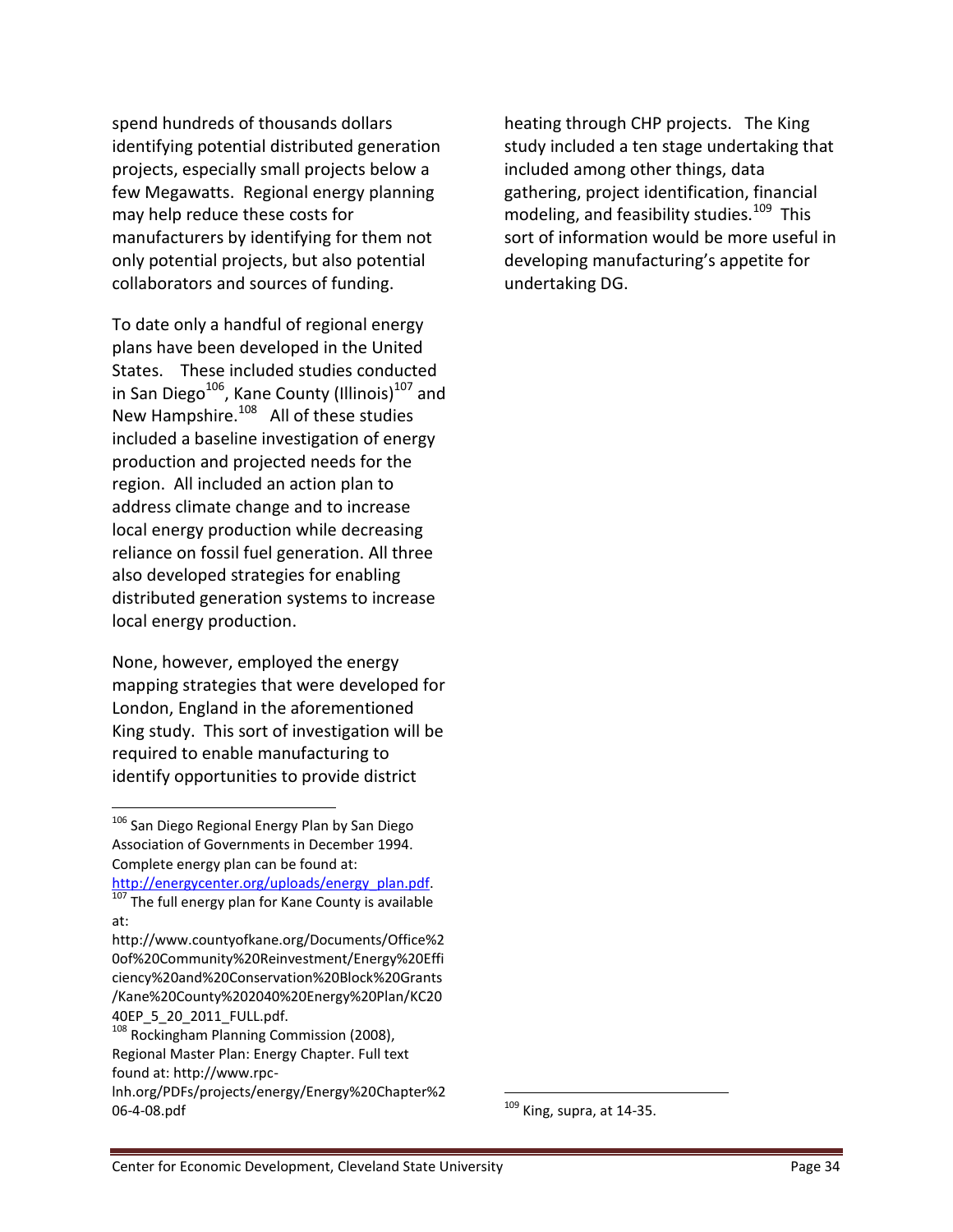spend hundreds of thousands dollars identifying potential distributed generation projects, especially small projects below a few Megawatts. Regional energy planning may help reduce these costs for manufacturers by identifying for them not only potential projects, but also potential collaborators and sources of funding.

To date only a handful of regional energy plans have been developed in the United States. These included studies conducted in San Diego[106], Kane County (Illinois)[107] and New Hampshire.[108] All of these studies included a baseline investigation of energy production and projected needs for the region. All included an action plan to address climate change and to increase local energy production while decreasing reliance on fossil fuel generation. All three also developed strategies for enabling distributed generation systems to increase local energy production.

None, however, employed the energy mapping strategies that were developed for London, England in the aforementioned King study. This sort of investigation will be required to enable manufacturing to identify opportunities to provide district heating through CHP projects. The King study included a ten stage undertaking that included among other things, data gathering, project identification, financial modeling, and feasibility studies.[109] This sort of information would be more useful in developing manufacturing's appetite for undertaking DG.

---

[106] San Diego Regional Energy Plan by San Diego Association of Governments in December 1994. Complete energy plan can be found at: http://energycenter.org/uploads/energy_plan.pdf.

[107] The full energy plan for Kane County is available at: http://www.countyofkane.org/Documents/Office%20of%20Community%20Reinvestment/Energy%20Efficiency%20and%20Conservation%20Block%20Grants/Kane%20County%202040%20Energy%20Plan/KC2040EP_5_20_2011_FULL.pdf.

[108] Rockingham Planning Commission (2008), Regional Master Plan: Energy Chapter. Full text found at: http://www.rpc-lnh.org/PDFs/projects/energy/Energy%20Chapter%206-4-08.pdf

[109] King, supra, at 14-35.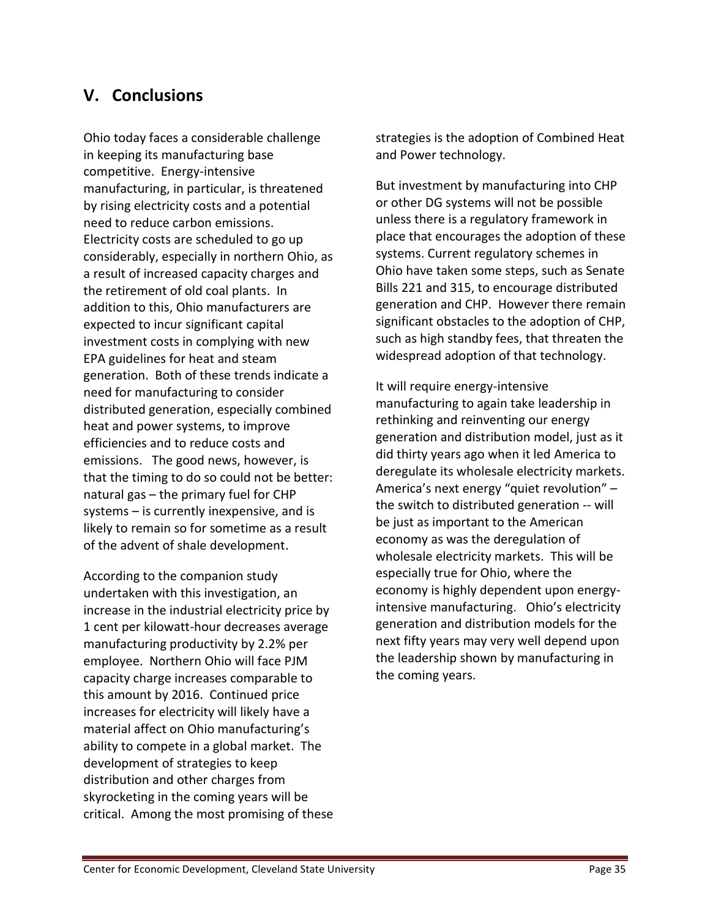## V. Conclusions

Ohio today faces a considerable challenge in keeping its manufacturing base competitive. Energy-intensive manufacturing, in particular, is threatened by rising electricity costs and a potential need to reduce carbon emissions. Electricity costs are scheduled to go up considerably, especially in northern Ohio, as a result of increased capacity charges and the retirement of old coal plants. In addition to this, Ohio manufacturers are expected to incur significant capital investment costs in complying with new EPA guidelines for heat and steam generation. Both of these trends indicate a need for manufacturing to consider distributed generation, especially combined heat and power systems, to improve efficiencies and to reduce costs and emissions. The good news, however, is that the timing to do so could not be better: natural gas – the primary fuel for CHP systems – is currently inexpensive, and is likely to remain so for sometime as a result of the advent of shale development.

According to the companion study undertaken with this investigation, an increase in the industrial electricity price by 1 cent per kilowatt-hour decreases average manufacturing productivity by 2.2% per employee. Northern Ohio will face PJM capacity charge increases comparable to this amount by 2016. Continued price increases for electricity will likely have a material affect on Ohio manufacturing's ability to compete in a global market. The development of strategies to keep distribution and other charges from skyrocketing in the coming years will be critical. Among the most promising of these strategies is the adoption of Combined Heat and Power technology.

But investment by manufacturing into CHP or other DG systems will not be possible unless there is a regulatory framework in place that encourages the adoption of these systems. Current regulatory schemes in Ohio have taken some steps, such as Senate Bills 221 and 315, to encourage distributed generation and CHP. However there remain significant obstacles to the adoption of CHP, such as high standby fees, that threaten the widespread adoption of that technology.

It will require energy-intensive manufacturing to again take leadership in rethinking and reinventing our energy generation and distribution model, just as it did thirty years ago when it led America to deregulate its wholesale electricity markets. America's next energy "quiet revolution" – the switch to distributed generation -- will be just as important to the American economy as was the deregulation of wholesale electricity markets. This will be especially true for Ohio, where the economy is highly dependent upon energy-intensive manufacturing. Ohio's electricity generation and distribution models for the next fifty years may very well depend upon the leadership shown by manufacturing in the coming years.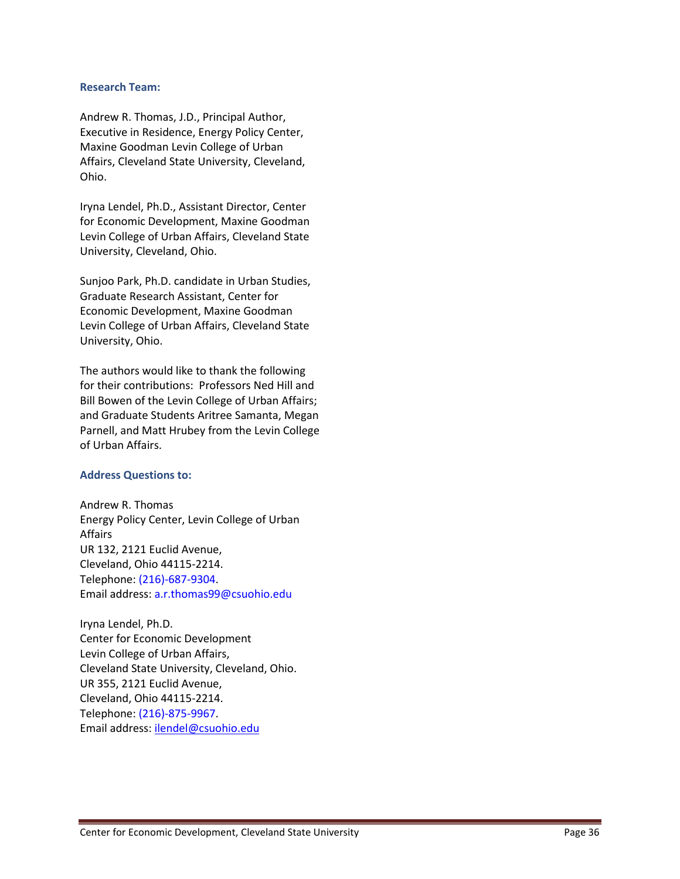**Research Team:**

Andrew R. Thomas, J.D., Principal Author, Executive in Residence, Energy Policy Center, Maxine Goodman Levin College of Urban Affairs, Cleveland State University, Cleveland, Ohio.

Iryna Lendel, Ph.D., Assistant Director, Center for Economic Development, Maxine Goodman Levin College of Urban Affairs, Cleveland State University, Cleveland, Ohio.

Sunjoo Park, Ph.D. candidate in Urban Studies, Graduate Research Assistant, Center for Economic Development, Maxine Goodman Levin College of Urban Affairs, Cleveland State University, Ohio.

The authors would like to thank the following for their contributions: Professors Ned Hill and Bill Bowen of the Levin College of Urban Affairs; and Graduate Students Aritree Samanta, Megan Parnell, and Matt Hrubey from the Levin College of Urban Affairs.

**Address Questions to:**

Andrew R. Thomas
Energy Policy Center, Levin College of Urban Affairs
UR 132, 2121 Euclid Avenue,
Cleveland, Ohio 44115-2214.
Telephone: (216)-687-9304.
Email address: a.r.thomas99@csuohio.edu

Iryna Lendel, Ph.D.
Center for Economic Development
Levin College of Urban Affairs,
Cleveland State University, Cleveland, Ohio.
UR 355, 2121 Euclid Avenue,
Cleveland, Ohio 44115-2214.
Telephone: (216)-875-9967.
Email address: ilendel@csuohio.edu